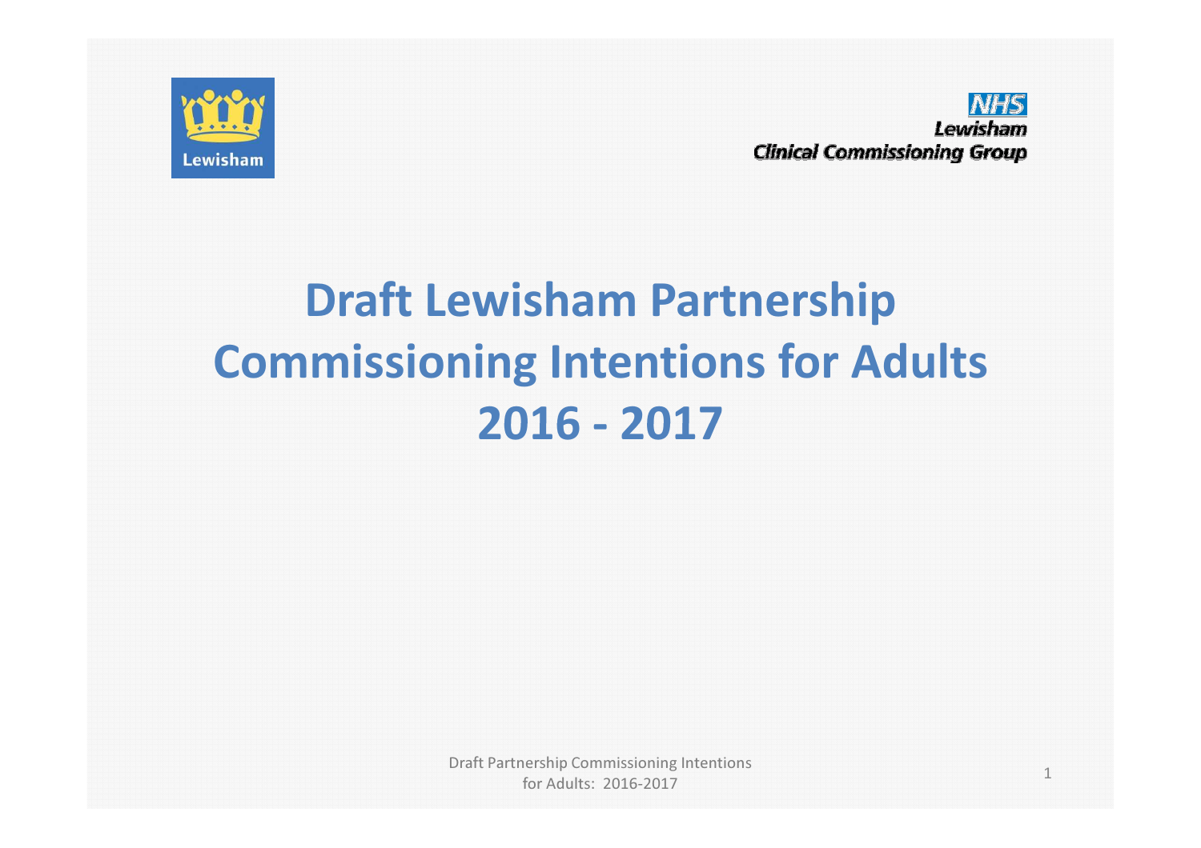Lewisham

NHS Lewisham Clinical Commissioning Group

# Draft Lewisham Partnership Commissioning Intentions for Adults 2016 - 2017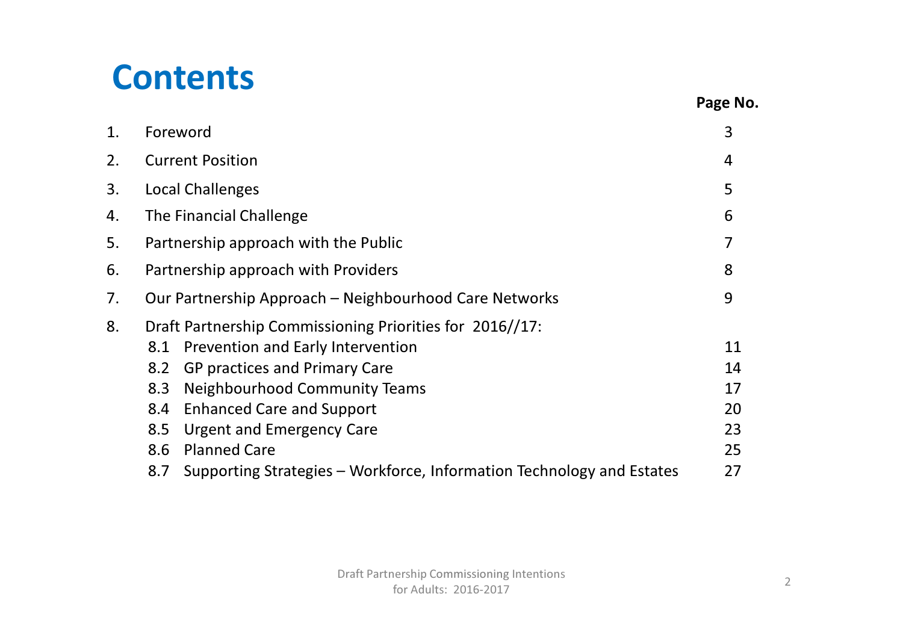# Contents

| | | Page No. |
|---|---|---|
| 1. | Foreword | 3 |
| 2. | Current Position | 4 |
| 3. | Local Challenges | 5 |
| 4. | The Financial Challenge | 6 |
| 5. | Partnership approach with the Public | 7 |
| 6. | Partnership approach with Providers | 8 |
| 7. | Our Partnership Approach – Neighbourhood Care Networks | 9 |
| 8. | Draft Partnership Commissioning Priorities for 2016//17: | |
| | 8.1 Prevention and Early Intervention | 11 |
| | 8.2 GP practices and Primary Care | 14 |
| | 8.3 Neighbourhood Community Teams | 17 |
| | 8.4 Enhanced Care and Support | 20 |
| | 8.5 Urgent and Emergency Care | 23 |
| | 8.6 Planned Care | 25 |
| | 8.7 Supporting Strategies – Workforce, Information Technology and Estates | 27 |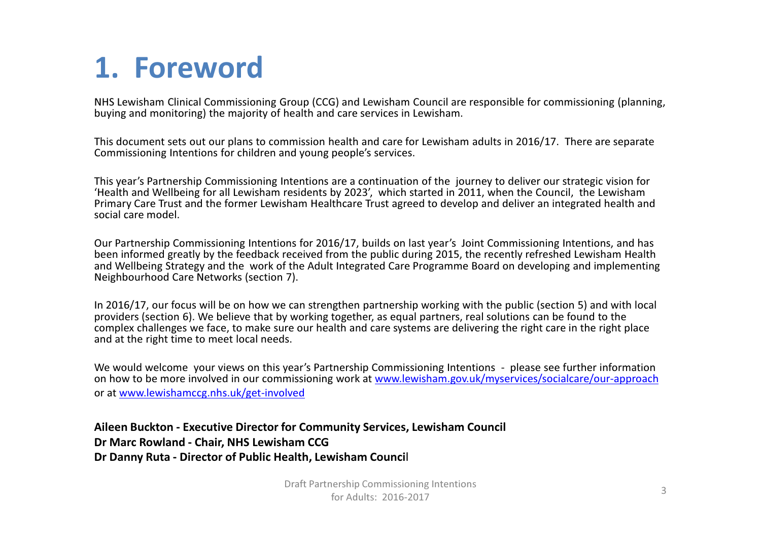# 1. Foreword

NHS Lewisham Clinical Commissioning Group (CCG) and Lewisham Council are responsible for commissioning (planning, buying and monitoring) the majority of health and care services in Lewisham.

This document sets out our plans to commission health and care for Lewisham adults in 2016/17. There are separate Commissioning Intentions for children and young people's services.

This year's Partnership Commissioning Intentions are a continuation of the journey to deliver our strategic vision for 'Health and Wellbeing for all Lewisham residents by 2023', which started in 2011, when the Council, the Lewisham Primary Care Trust and the former Lewisham Healthcare Trust agreed to develop and deliver an integrated health and social care model.

Our Partnership Commissioning Intentions for 2016/17, builds on last year's Joint Commissioning Intentions, and has been informed greatly by the feedback received from the public during 2015, the recently refreshed Lewisham Health and Wellbeing Strategy and the work of the Adult Integrated Care Programme Board on developing and implementing Neighbourhood Care Networks (section 7).

In 2016/17, our focus will be on how we can strengthen partnership working with the public (section 5) and with local providers (section 6). We believe that by working together, as equal partners, real solutions can be found to the complex challenges we face, to make sure our health and care systems are delivering the right care in the right place and at the right time to meet local needs.

We would welcome your views on this year's Partnership Commissioning Intentions - please see further information on how to be more involved in our commissioning work at [www.lewisham.gov.uk/myservices/socialcare/our-approach](www.lewisham.gov.uk/myservices/socialcare/our-approach) or at [www.lewishamccg.nhs.uk/get-involved](www.lewishamccg.nhs.uk/get-involved)

**Aileen Buckton - Executive Director for Community Services, Lewisham Council**
**Dr Marc Rowland - Chair, NHS Lewisham CCG**
**Dr Danny Ruta - Director of Public Health, Lewisham Council**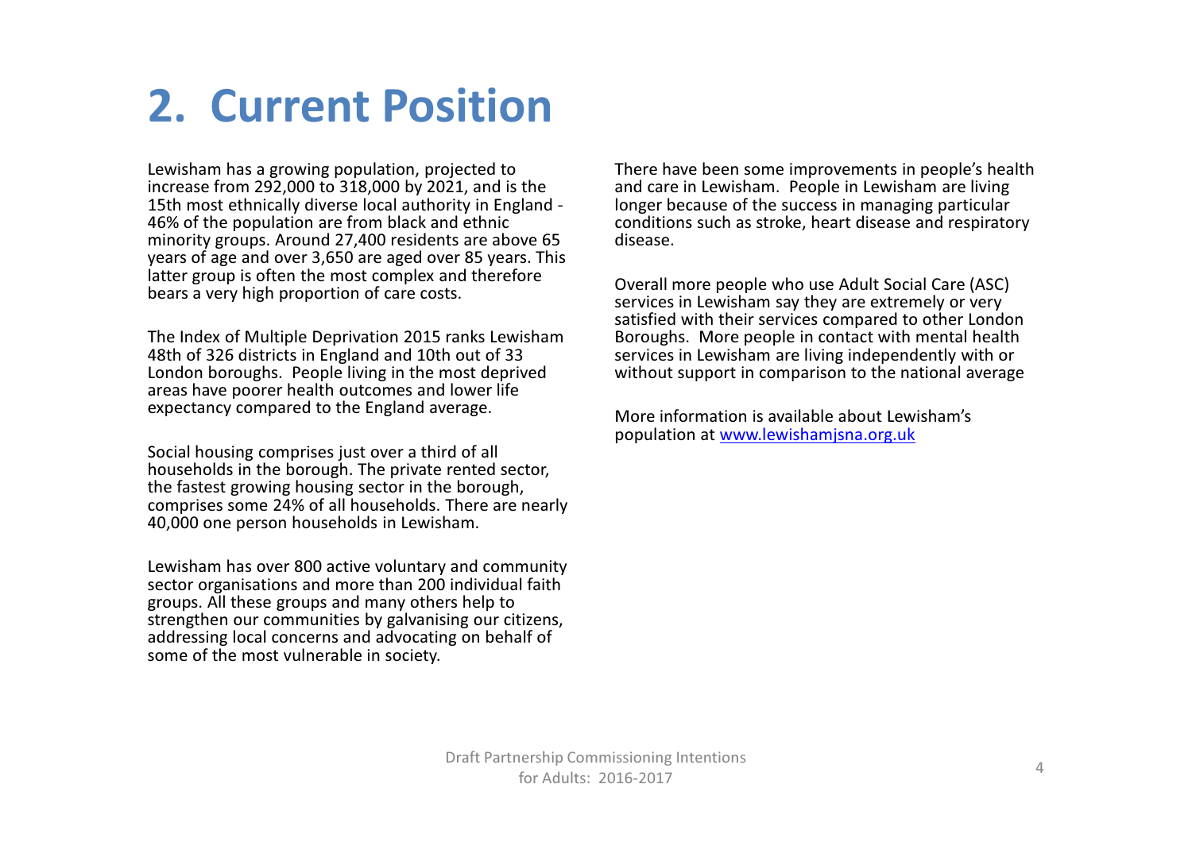# 2. Current Position

Lewisham has a growing population, projected to increase from 292,000 to 318,000 by 2021, and is the 15th most ethnically diverse local authority in England - 46% of the population are from black and ethnic minority groups. Around 27,400 residents are above 65 years of age and over 3,650 are aged over 85 years. This latter group is often the most complex and therefore bears a very high proportion of care costs.

The Index of Multiple Deprivation 2015 ranks Lewisham 48th of 326 districts in England and 10th out of 33 London boroughs. People living in the most deprived areas have poorer health outcomes and lower life expectancy compared to the England average.

Social housing comprises just over a third of all households in the borough. The private rented sector, the fastest growing housing sector in the borough, comprises some 24% of all households. There are nearly 40,000 one person households in Lewisham.

Lewisham has over 800 active voluntary and community sector organisations and more than 200 individual faith groups. All these groups and many others help to strengthen our communities by galvanising our citizens, addressing local concerns and advocating on behalf of some of the most vulnerable in society.

There have been some improvements in people's health and care in Lewisham. People in Lewisham are living longer because of the success in managing particular conditions such as stroke, heart disease and respiratory disease.

Overall more people who use Adult Social Care (ASC) services in Lewisham say they are extremely or very satisfied with their services compared to other London Boroughs. More people in contact with mental health services in Lewisham are living independently with or without support in comparison to the national average

More information is available about Lewisham's population at [www.lewishamjsna.org.uk](http://www.lewishamjsna.org.uk)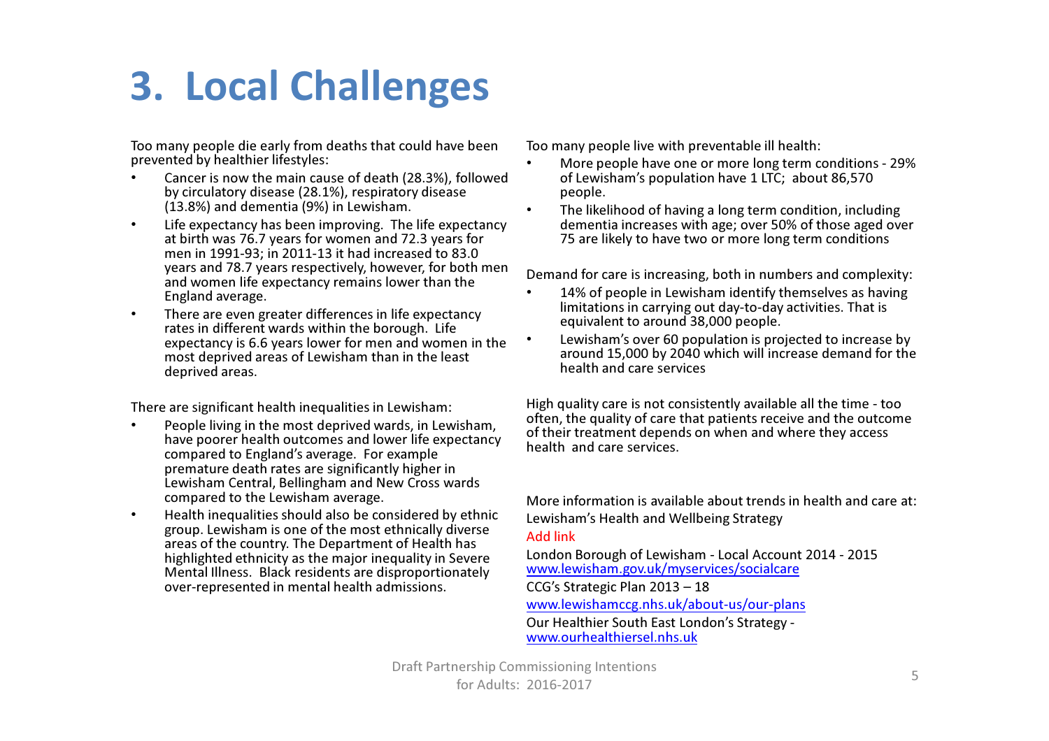# 3. Local Challenges

Too many people die early from deaths that could have been prevented by healthier lifestyles:

- Cancer is now the main cause of death (28.3%), followed by circulatory disease (28.1%), respiratory disease (13.8%) and dementia (9%) in Lewisham.
- Life expectancy has been improving. The life expectancy at birth was 76.7 years for women and 72.3 years for men in 1991-93; in 2011-13 it had increased to 83.0 years and 78.7 years respectively, however, for both men and women life expectancy remains lower than the England average.
- There are even greater differences in life expectancy rates in different wards within the borough. Life expectancy is 6.6 years lower for men and women in the most deprived areas of Lewisham than in the least deprived areas.

There are significant health inequalities in Lewisham:

- People living in the most deprived wards, in Lewisham, have poorer health outcomes and lower life expectancy compared to England's average. For example premature death rates are significantly higher in Lewisham Central, Bellingham and New Cross wards compared to the Lewisham average.
- Health inequalities should also be considered by ethnic group. Lewisham is one of the most ethnically diverse areas of the country. The Department of Health has highlighted ethnicity as the major inequality in Severe Mental Illness. Black residents are disproportionately over-represented in mental health admissions.

Too many people live with preventable ill health:

- More people have one or more long term conditions - 29% of Lewisham's population have 1 LTC; about 86,570 people.
- The likelihood of having a long term condition, including dementia increases with age; over 50% of those aged over 75 are likely to have two or more long term conditions

Demand for care is increasing, both in numbers and complexity:

- 14% of people in Lewisham identify themselves as having limitations in carrying out day-to-day activities. That is equivalent to around 38,000 people.
- Lewisham's over 60 population is projected to increase by around 15,000 by 2040 which will increase demand for the health and care services

High quality care is not consistently available all the time - too often, the quality of care that patients receive and the outcome of their treatment depends on when and where they access health and care services.

More information is available about trends in health and care at:

Lewisham's Health and Wellbeing Strategy

Add link

London Borough of Lewisham - Local Account 2014 - 2015
www.lewisham.gov.uk/myservices/socialcare

CCG's Strategic Plan 2013 – 18

www.lewishamccg.nhs.uk/about-us/our-plans

Our Healthier South East London's Strategy -
www.ourhealthiersel.nhs.uk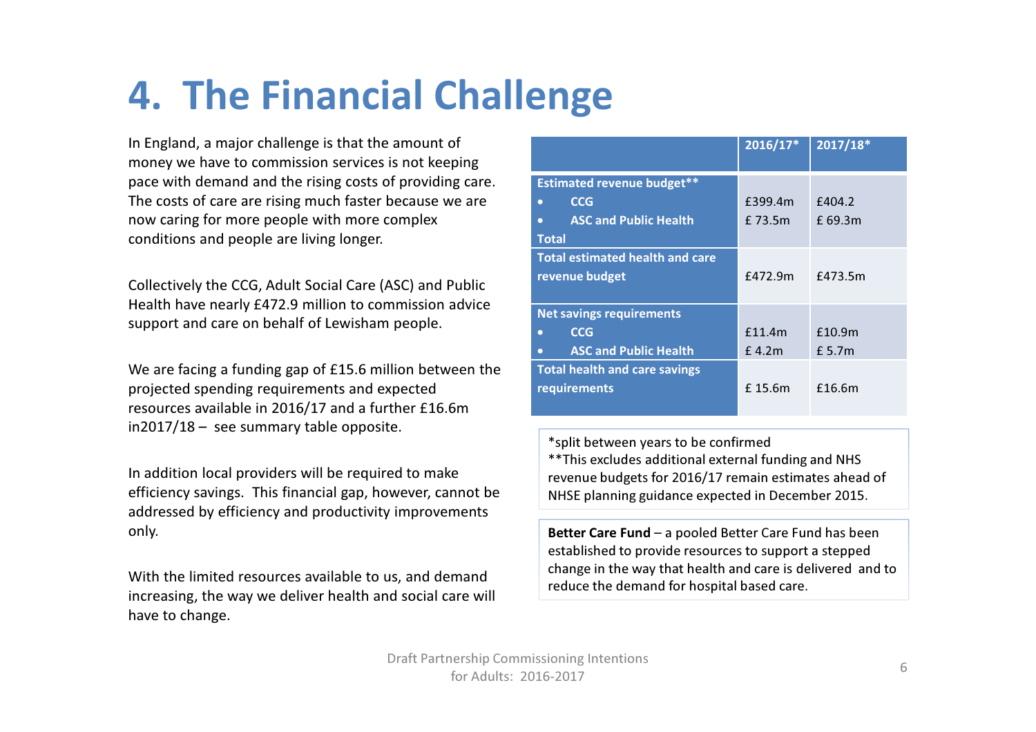# 4. The Financial Challenge

In England, a major challenge is that the amount of money we have to commission services is not keeping pace with demand and the rising costs of providing care. The costs of care are rising much faster because we are now caring for more people with more complex conditions and people are living longer.

Collectively the CCG, Adult Social Care (ASC) and Public Health have nearly £472.9 million to commission advice support and care on behalf of Lewisham people.

We are facing a funding gap of £15.6 million between the projected spending requirements and expected resources available in 2016/17 and a further £16.6m in2017/18 – see summary table opposite.

In addition local providers will be required to make efficiency savings. This financial gap, however, cannot be addressed by efficiency and productivity improvements only.

With the limited resources available to us, and demand increasing, the way we deliver health and social care will have to change.

| | 2016/17* | 2017/18* |
|---|---|---|
| **Estimated revenue budget**** | | |
| • **CCG** | £399.4m | £404.2 |
| • **ASC and Public Health** | £ 73.5m | £ 69.3m |
| **Total** | | |
| **Total estimated health and care revenue budget** | £472.9m | £473.5m |
| **Net savings requirements** | | |
| • **CCG** | £11.4m | £10.9m |
| • **ASC and Public Health** | £ 4.2m | £ 5.7m |
| **Total health and care savings requirements** | £ 15.6m | £16.6m |

*split between years to be confirmed
**This excludes additional external funding and NHS revenue budgets for 2016/17 remain estimates ahead of NHSE planning guidance expected in December 2015.

**Better Care Fund** – a pooled Better Care Fund has been established to provide resources to support a stepped change in the way that health and care is delivered and to reduce the demand for hospital based care.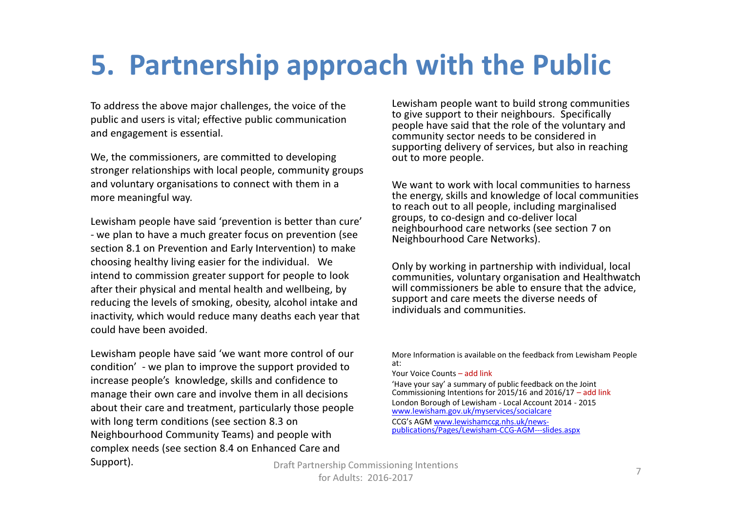# 5. Partnership approach with the Public

To address the above major challenges, the voice of the public and users is vital; effective public communication and engagement is essential.

We, the commissioners, are committed to developing stronger relationships with local people, community groups and voluntary organisations to connect with them in a more meaningful way.

Lewisham people have said 'prevention is better than cure' - we plan to have a much greater focus on prevention (see section 8.1 on Prevention and Early Intervention) to make choosing healthy living easier for the individual. We intend to commission greater support for people to look after their physical and mental health and wellbeing, by reducing the levels of smoking, obesity, alcohol intake and inactivity, which would reduce many deaths each year that could have been avoided.

Lewisham people have said 'we want more control of our condition' - we plan to improve the support provided to increase people's knowledge, skills and confidence to manage their own care and involve them in all decisions about their care and treatment, particularly those people with long term conditions (see section 8.3 on Neighbourhood Community Teams) and people with complex needs (see section 8.4 on Enhanced Care and Support).

Lewisham people want to build strong communities to give support to their neighbours. Specifically people have said that the role of the voluntary and community sector needs to be considered in supporting delivery of services, but also in reaching out to more people.

We want to work with local communities to harness the energy, skills and knowledge of local communities to reach out to all people, including marginalised groups, to co-design and co-deliver local neighbourhood care networks (see section 7 on Neighbourhood Care Networks).

Only by working in partnership with individual, local communities, voluntary organisation and Healthwatch will commissioners be able to ensure that the advice, support and care meets the diverse needs of individuals and communities.

More Information is available on the feedback from Lewisham People at:

Your Voice Counts – add link

'Have your say' a summary of public feedback on the Joint Commissioning Intentions for 2015/16 and 2016/17 – add link

London Borough of Lewisham - Local Account 2014 - 2015 www.lewisham.gov.uk/myservices/socialcare

CCG's AGM www.lewishamccg.nhs.uk/news-publications/Pages/Lewisham-CCG-AGM---slides.aspx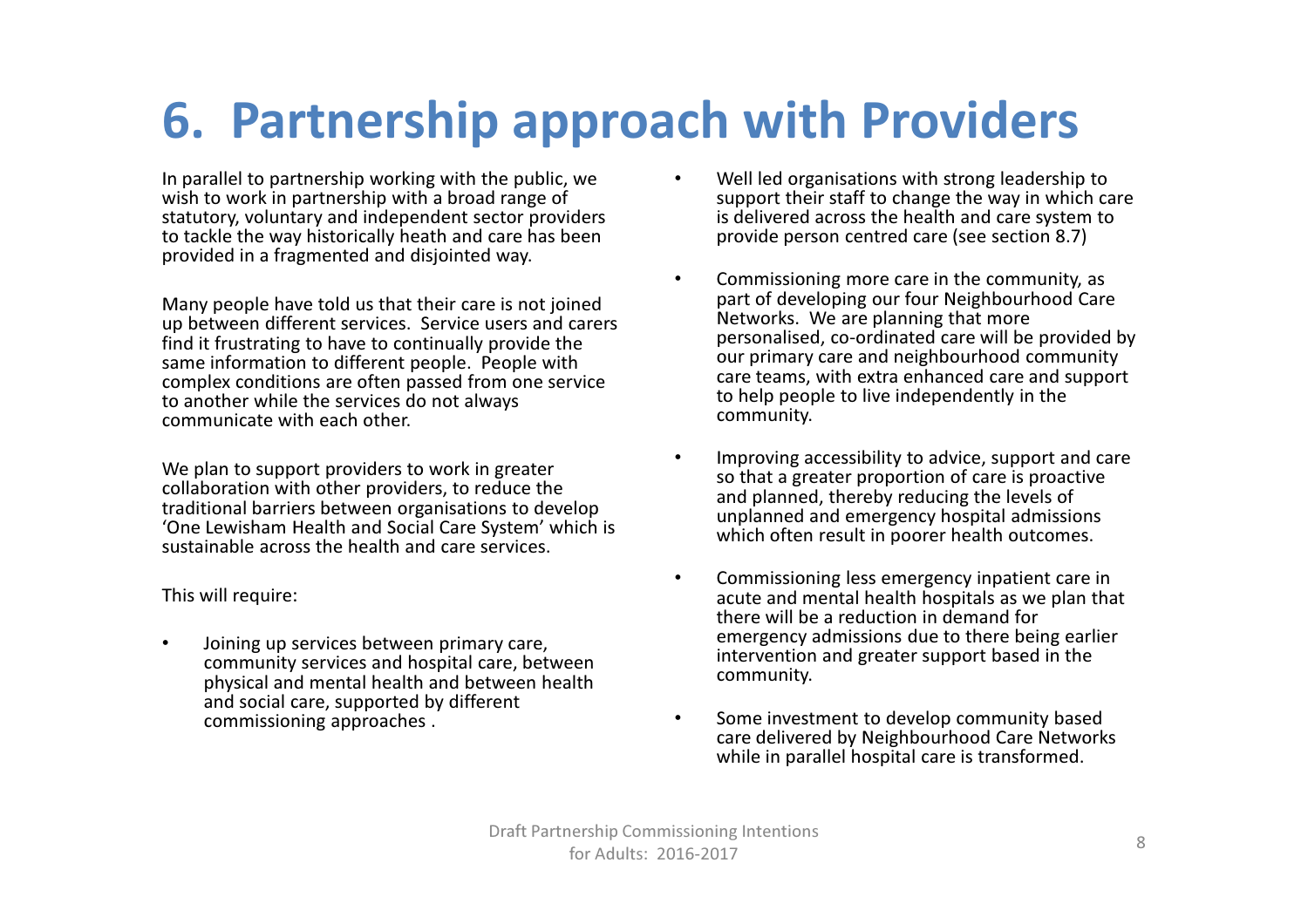# 6. Partnership approach with Providers

In parallel to partnership working with the public, we wish to work in partnership with a broad range of statutory, voluntary and independent sector providers to tackle the way historically heath and care has been provided in a fragmented and disjointed way.

Many people have told us that their care is not joined up between different services. Service users and carers find it frustrating to have to continually provide the same information to different people. People with complex conditions are often passed from one service to another while the services do not always communicate with each other.

We plan to support providers to work in greater collaboration with other providers, to reduce the traditional barriers between organisations to develop 'One Lewisham Health and Social Care System' which is sustainable across the health and care services.

This will require:

- Joining up services between primary care, community services and hospital care, between physical and mental health and between health and social care, supported by different commissioning approaches .
- Well led organisations with strong leadership to support their staff to change the way in which care is delivered across the health and care system to provide person centred care (see section 8.7)
- Commissioning more care in the community, as part of developing our four Neighbourhood Care Networks. We are planning that more personalised, co-ordinated care will be provided by our primary care and neighbourhood community care teams, with extra enhanced care and support to help people to live independently in the community.
- Improving accessibility to advice, support and care so that a greater proportion of care is proactive and planned, thereby reducing the levels of unplanned and emergency hospital admissions which often result in poorer health outcomes.
- Commissioning less emergency inpatient care in acute and mental health hospitals as we plan that there will be a reduction in demand for emergency admissions due to there being earlier intervention and greater support based in the community.
- Some investment to develop community based care delivered by Neighbourhood Care Networks while in parallel hospital care is transformed.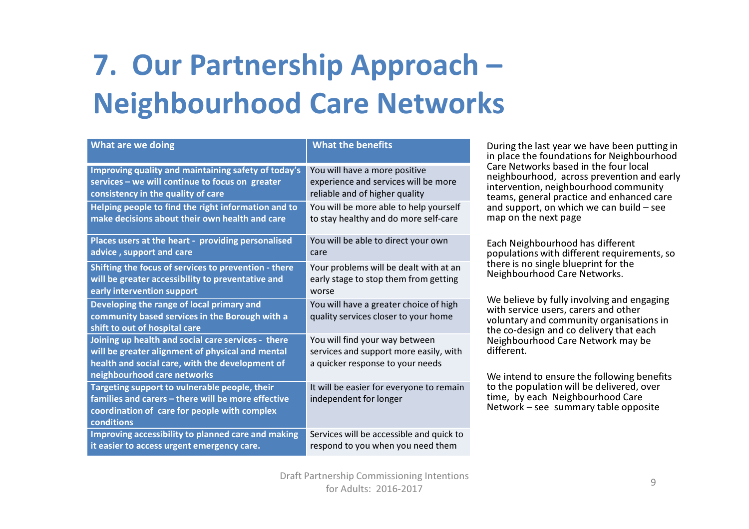# 7. Our Partnership Approach – Neighbourhood Care Networks

| What are we doing | What the benefits |
|---|---|
| **Improving quality and maintaining safety of today's services – we will continue to focus on greater consistency in the quality of care** | You will have a more positive experience and services will be more reliable and of higher quality |
| **Helping people to find the right information and to make decisions about their own health and care** | You will be more able to help yourself to stay healthy and do more self-care |
| **Places users at the heart - providing personalised advice , support and care** | You will be able to direct your own care |
| **Shifting the focus of services to prevention - there will be greater accessibility to preventative and early intervention support** | Your problems will be dealt with at an early stage to stop them from getting worse |
| **Developing the range of local primary and community based services in the Borough with a shift to out of hospital care** | You will have a greater choice of high quality services closer to your home |
| **Joining up health and social care services - there will be greater alignment of physical and mental health and social care, with the development of neighbourhood care networks** | You will find your way between services and support more easily, with a quicker response to your needs |
| **Targeting support to vulnerable people, their families and carers – there will be more effective coordination of care for people with complex conditions** | It will be easier for everyone to remain independent for longer |
| **Improving accessibility to planned care and making it easier to access urgent emergency care.** | Services will be accessible and quick to respond to you when you need them |

During the last year we have been putting in in place the foundations for Neighbourhood Care Networks based in the four local neighbourhood, across prevention and early intervention, neighbourhood community teams, general practice and enhanced care and support, on which we can build – see map on the next page

Each Neighbourhood has different populations with different requirements, so there is no single blueprint for the Neighbourhood Care Networks.

We believe by fully involving and engaging with service users, carers and other voluntary and community organisations in the co-design and co delivery that each Neighbourhood Care Network may be different.

We intend to ensure the following benefits to the population will be delivered, over time, by each Neighbourhood Care Network – see summary table opposite

Draft Partnership Commissioning Intentions for Adults: 2016-2017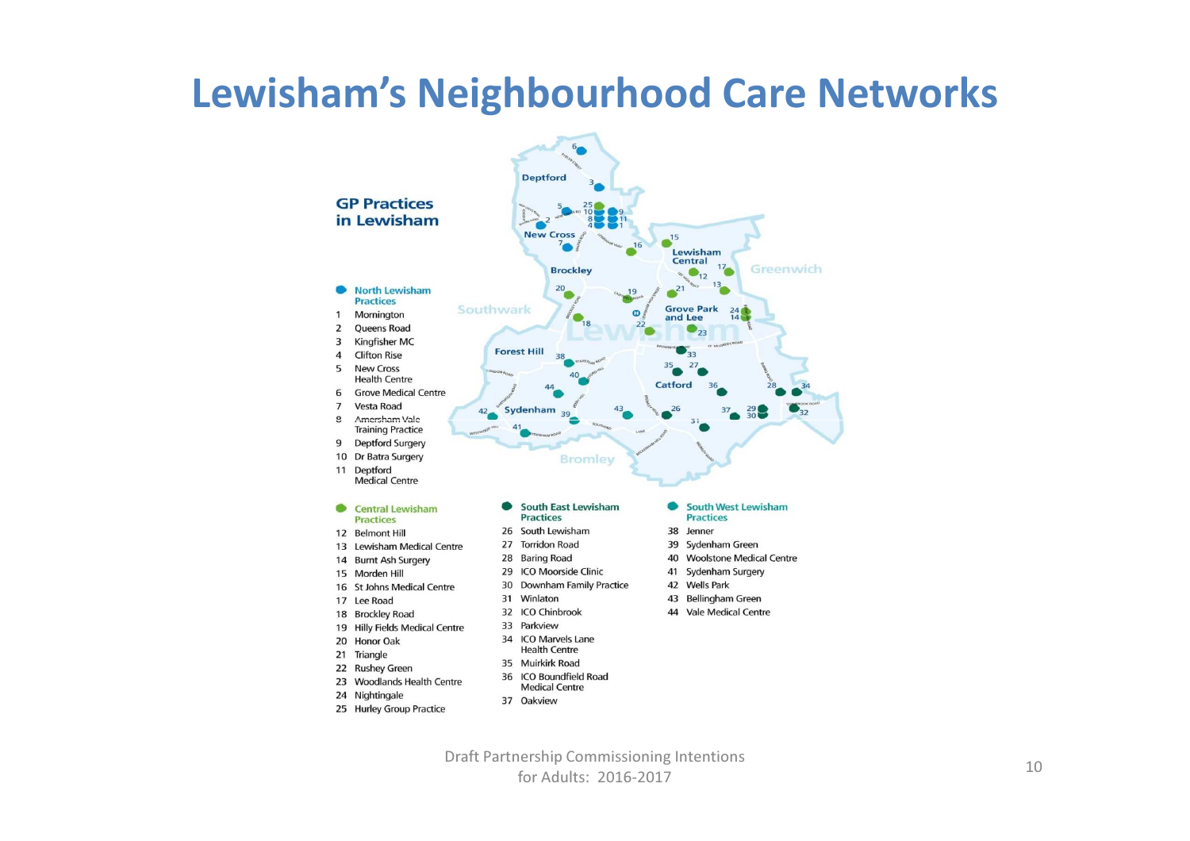# Lewisham's Neighbourhood Care Networks

## GP Practices in Lewisham

**North Lewisham Practices**

1. Mornington
2. Queens Road
3. Kingfisher MC
4. Clifton Rise
5. New Cross Health Centre
6. Grove Medical Centre
7. Vesta Road
8. Amersham Vale Training Practice
9. Deptford Surgery
10. Dr Batra Surgery
11. Deptford Medical Centre

**Central Lewisham Practices**

12. Belmont Hill
13. Lewisham Medical Centre
14. Burnt Ash Surgery
15. Morden Hill
16. St Johns Medical Centre
17. Lee Road
18. Brockley Road
19. Hilly Fields Medical Centre
20. Honor Oak
21. Triangle
22. Rushey Green
23. Woodlands Health Centre
24. Nightingale
25. Hurley Group Practice

**South East Lewisham Practices**

26. South Lewisham
27. Torridon Road
28. Baring Road
29. ICO Moorside Clinic
30. Downham Family Practice
31. Winlaton
32. ICO Chinbrook
33. Parkview
34. ICO Marvels Lane Health Centre
35. Muirkirk Road
36. ICO Boundfield Road Medical Centre
37. Oakview

**South West Lewisham Practices**

38. Jenner
39. Sydenham Green
40. Woolstone Medical Centre
41. Sydenham Surgery
42. Wells Park
43. Bellingham Green
44. Vale Medical Centre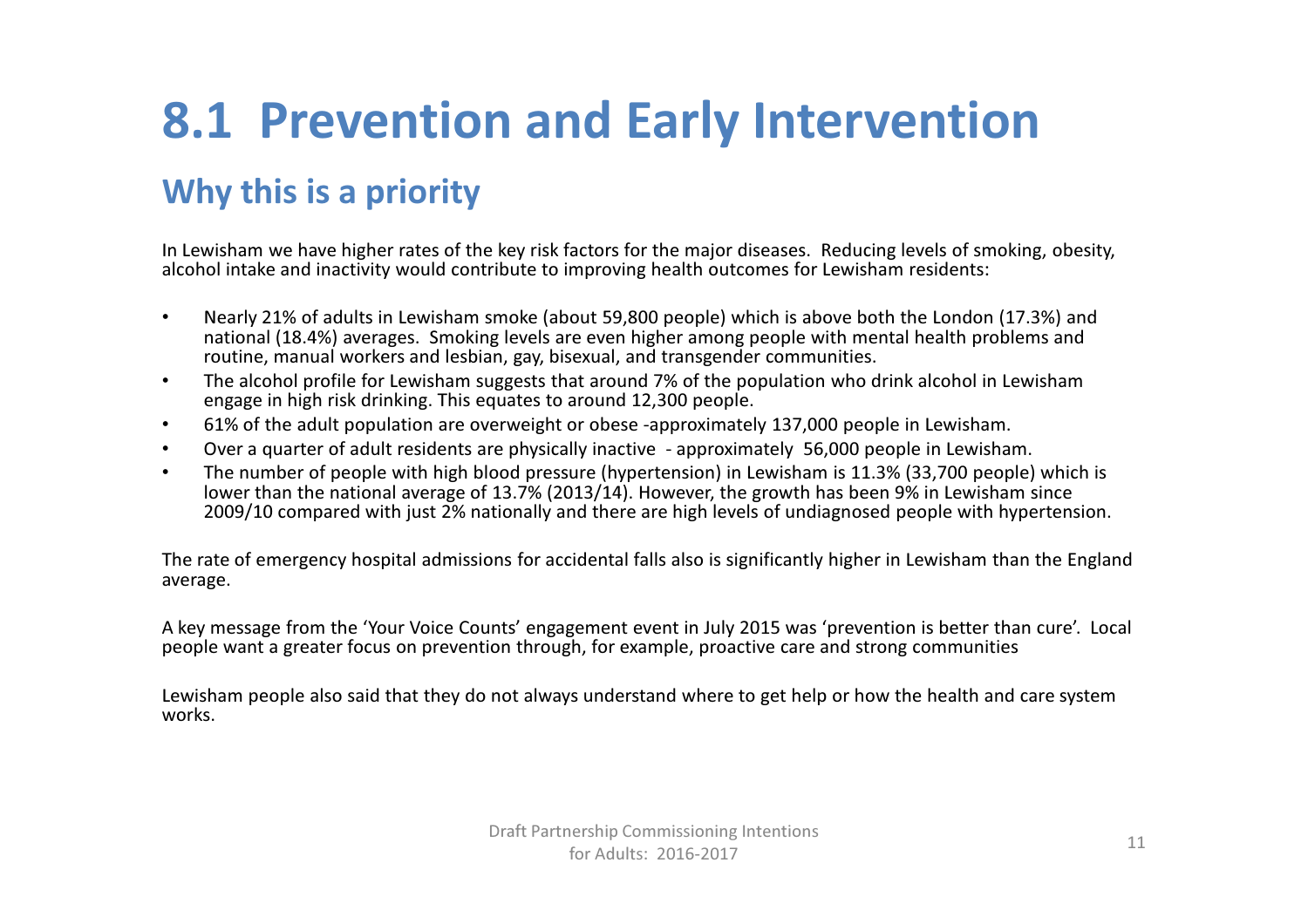# 8.1 Prevention and Early Intervention

## Why this is a priority

In Lewisham we have higher rates of the key risk factors for the major diseases. Reducing levels of smoking, obesity, alcohol intake and inactivity would contribute to improving health outcomes for Lewisham residents:

- Nearly 21% of adults in Lewisham smoke (about 59,800 people) which is above both the London (17.3%) and national (18.4%) averages. Smoking levels are even higher among people with mental health problems and routine, manual workers and lesbian, gay, bisexual, and transgender communities.
- The alcohol profile for Lewisham suggests that around 7% of the population who drink alcohol in Lewisham engage in high risk drinking. This equates to around 12,300 people.
- 61% of the adult population are overweight or obese -approximately 137,000 people in Lewisham.
- Over a quarter of adult residents are physically inactive - approximately 56,000 people in Lewisham.
- The number of people with high blood pressure (hypertension) in Lewisham is 11.3% (33,700 people) which is lower than the national average of 13.7% (2013/14). However, the growth has been 9% in Lewisham since 2009/10 compared with just 2% nationally and there are high levels of undiagnosed people with hypertension.

The rate of emergency hospital admissions for accidental falls also is significantly higher in Lewisham than the England average.

A key message from the 'Your Voice Counts' engagement event in July 2015 was 'prevention is better than cure'. Local people want a greater focus on prevention through, for example, proactive care and strong communities

Lewisham people also said that they do not always understand where to get help or how the health and care system works.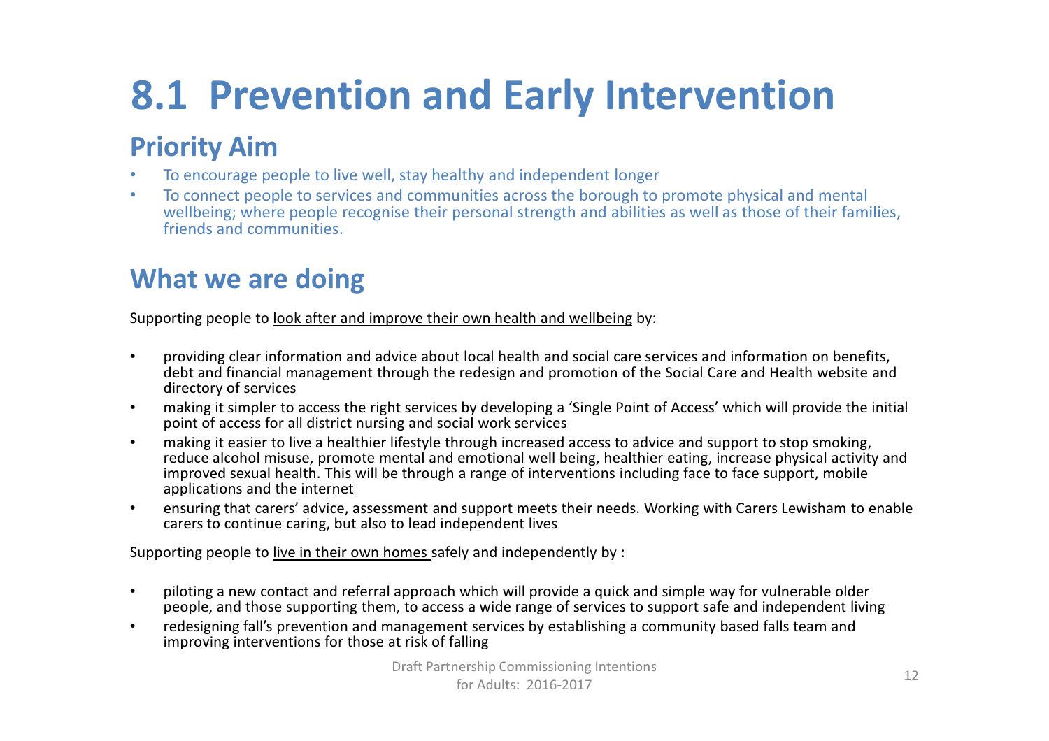# 8.1 Prevention and Early Intervention

## Priority Aim

- To encourage people to live well, stay healthy and independent longer
- To connect people to services and communities across the borough to promote physical and mental wellbeing; where people recognise their personal strength and abilities as well as those of their families, friends and communities.

## What we are doing

Supporting people to <u>look after and improve their own health and wellbeing</u> by:

- providing clear information and advice about local health and social care services and information on benefits, debt and financial management through the redesign and promotion of the Social Care and Health website and directory of services
- making it simpler to access the right services by developing a 'Single Point of Access' which will provide the initial point of access for all district nursing and social work services
- making it easier to live a healthier lifestyle through increased access to advice and support to stop smoking, reduce alcohol misuse, promote mental and emotional well being, healthier eating, increase physical activity and improved sexual health. This will be through a range of interventions including face to face support, mobile applications and the internet
- ensuring that carers' advice, assessment and support meets their needs. Working with Carers Lewisham to enable carers to continue caring, but also to lead independent lives

Supporting people to <u>live in their own homes</u> safely and independently by :

- piloting a new contact and referral approach which will provide a quick and simple way for vulnerable older people, and those supporting them, to access a wide range of services to support safe and independent living
- redesigning fall's prevention and management services by establishing a community based falls team and improving interventions for those at risk of falling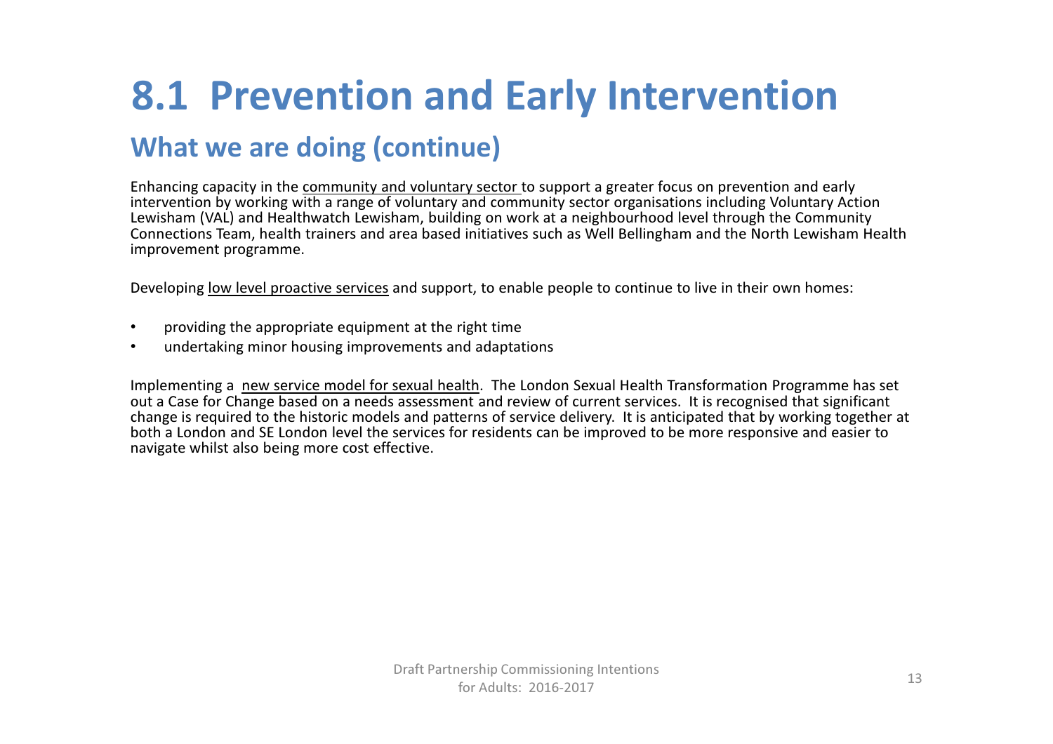# 8.1 Prevention and Early Intervention

## What we are doing (continue)

Enhancing capacity in the community and voluntary sector to support a greater focus on prevention and early intervention by working with a range of voluntary and community sector organisations including Voluntary Action Lewisham (VAL) and Healthwatch Lewisham, building on work at a neighbourhood level through the Community Connections Team, health trainers and area based initiatives such as Well Bellingham and the North Lewisham Health improvement programme.

Developing low level proactive services and support, to enable people to continue to live in their own homes:

- providing the appropriate equipment at the right time
- undertaking minor housing improvements and adaptations

Implementing a new service model for sexual health. The London Sexual Health Transformation Programme has set out a Case for Change based on a needs assessment and review of current services. It is recognised that significant change is required to the historic models and patterns of service delivery. It is anticipated that by working together at both a London and SE London level the services for residents can be improved to be more responsive and easier to navigate whilst also being more cost effective.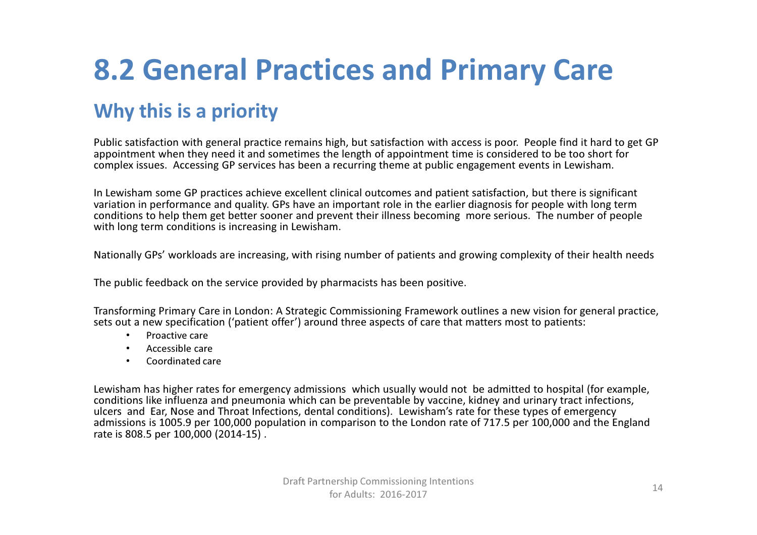# 8.2 General Practices and Primary Care

## Why this is a priority

Public satisfaction with general practice remains high, but satisfaction with access is poor. People find it hard to get GP appointment when they need it and sometimes the length of appointment time is considered to be too short for complex issues. Accessing GP services has been a recurring theme at public engagement events in Lewisham.

In Lewisham some GP practices achieve excellent clinical outcomes and patient satisfaction, but there is significant variation in performance and quality. GPs have an important role in the earlier diagnosis for people with long term conditions to help them get better sooner and prevent their illness becoming more serious. The number of people with long term conditions is increasing in Lewisham.

Nationally GPs' workloads are increasing, with rising number of patients and growing complexity of their health needs

The public feedback on the service provided by pharmacists has been positive.

Transforming Primary Care in London: A Strategic Commissioning Framework outlines a new vision for general practice, sets out a new specification ('patient offer') around three aspects of care that matters most to patients:

- Proactive care
- Accessible care
- Coordinated care

Lewisham has higher rates for emergency admissions which usually would not be admitted to hospital (for example, conditions like influenza and pneumonia which can be preventable by vaccine, kidney and urinary tract infections, ulcers and Ear, Nose and Throat Infections, dental conditions). Lewisham's rate for these types of emergency admissions is 1005.9 per 100,000 population in comparison to the London rate of 717.5 per 100,000 and the England rate is 808.5 per 100,000 (2014-15) .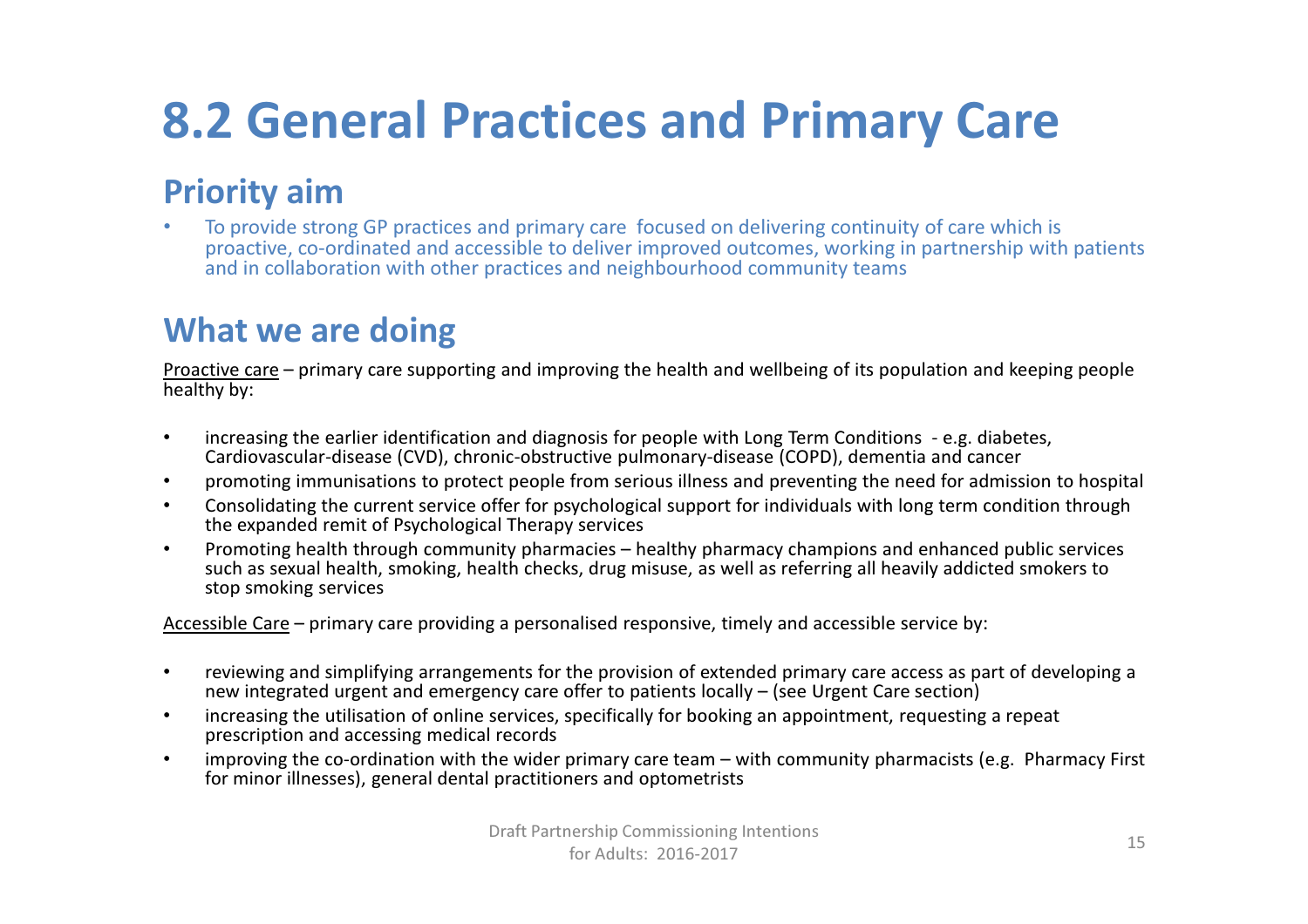# 8.2 General Practices and Primary Care

## Priority aim

- To provide strong GP practices and primary care focused on delivering continuity of care which is proactive, co-ordinated and accessible to deliver improved outcomes, working in partnership with patients and in collaboration with other practices and neighbourhood community teams

## What we are doing

<u>Proactive care</u> – primary care supporting and improving the health and wellbeing of its population and keeping people healthy by:

- increasing the earlier identification and diagnosis for people with Long Term Conditions - e.g. diabetes, Cardiovascular-disease (CVD), chronic-obstructive pulmonary-disease (COPD), dementia and cancer
- promoting immunisations to protect people from serious illness and preventing the need for admission to hospital
- Consolidating the current service offer for psychological support for individuals with long term condition through the expanded remit of Psychological Therapy services
- Promoting health through community pharmacies – healthy pharmacy champions and enhanced public services such as sexual health, smoking, health checks, drug misuse, as well as referring all heavily addicted smokers to stop smoking services

<u>Accessible Care</u> – primary care providing a personalised responsive, timely and accessible service by:

- reviewing and simplifying arrangements for the provision of extended primary care access as part of developing a new integrated urgent and emergency care offer to patients locally – (see Urgent Care section)
- increasing the utilisation of online services, specifically for booking an appointment, requesting a repeat prescription and accessing medical records
- improving the co-ordination with the wider primary care team – with community pharmacists (e.g. Pharmacy First for minor illnesses), general dental practitioners and optometrists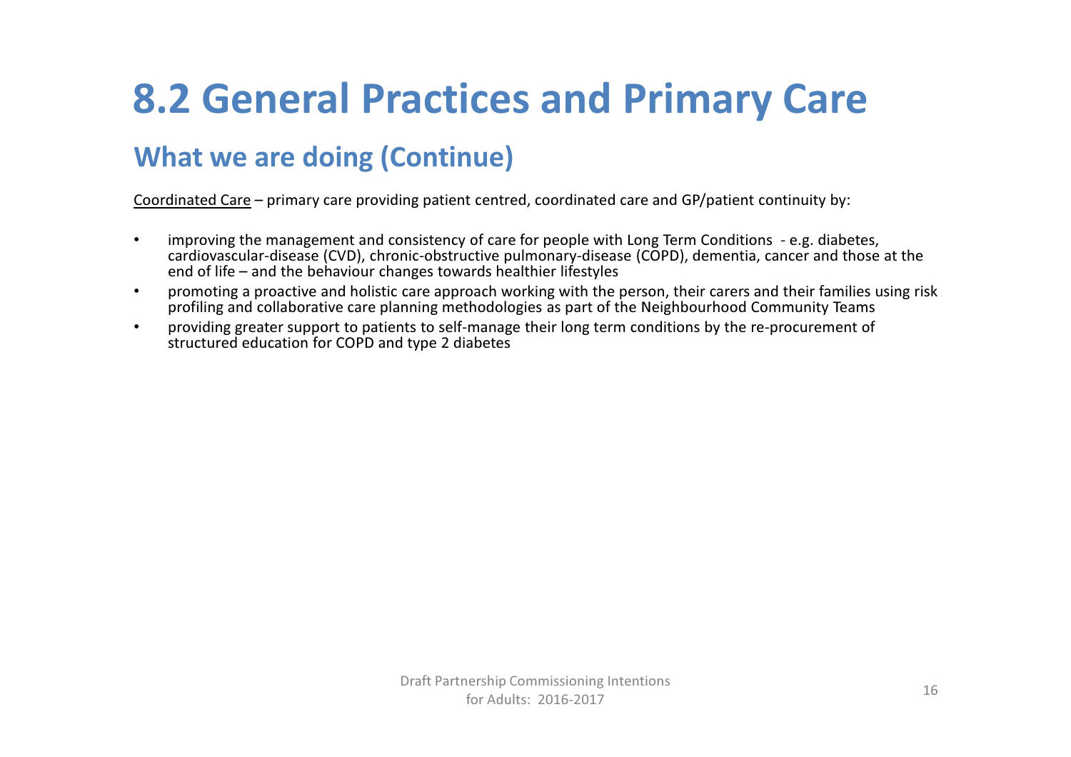# 8.2 General Practices and Primary Care

## What we are doing (Continue)

Coordinated Care – primary care providing patient centred, coordinated care and GP/patient continuity by:

- improving the management and consistency of care for people with Long Term Conditions - e.g. diabetes, cardiovascular-disease (CVD), chronic-obstructive pulmonary-disease (COPD), dementia, cancer and those at the end of life – and the behaviour changes towards healthier lifestyles
- promoting a proactive and holistic care approach working with the person, their carers and their families using risk profiling and collaborative care planning methodologies as part of the Neighbourhood Community Teams
- providing greater support to patients to self-manage their long term conditions by the re-procurement of structured education for COPD and type 2 diabetes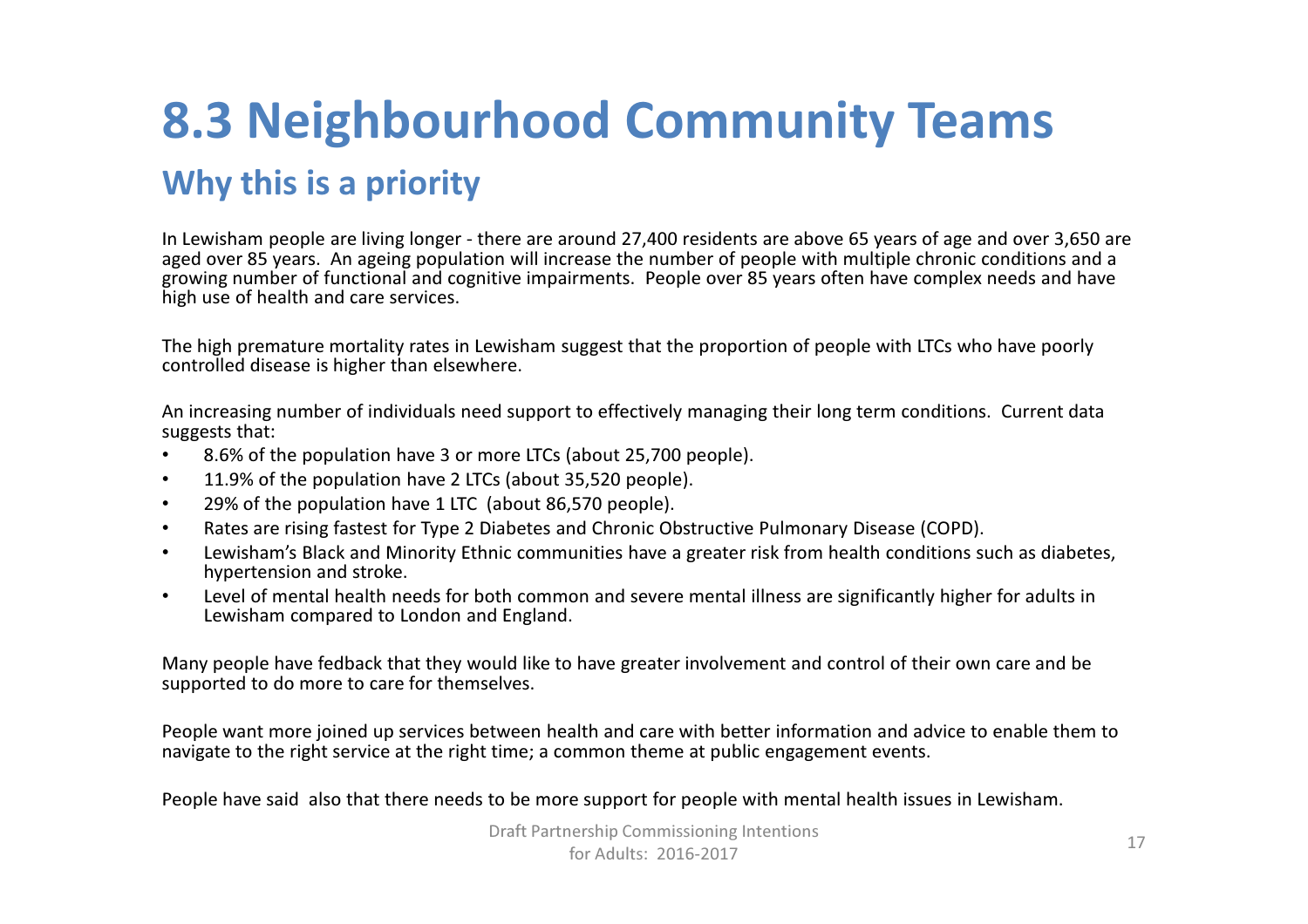# 8.3 Neighbourhood Community Teams

## Why this is a priority

In Lewisham people are living longer - there are around 27,400 residents are above 65 years of age and over 3,650 are aged over 85 years. An ageing population will increase the number of people with multiple chronic conditions and a growing number of functional and cognitive impairments. People over 85 years often have complex needs and have high use of health and care services.

The high premature mortality rates in Lewisham suggest that the proportion of people with LTCs who have poorly controlled disease is higher than elsewhere.

An increasing number of individuals need support to effectively managing their long term conditions. Current data suggests that:

- 8.6% of the population have 3 or more LTCs (about 25,700 people).
- 11.9% of the population have 2 LTCs (about 35,520 people).
- 29% of the population have 1 LTC (about 86,570 people).
- Rates are rising fastest for Type 2 Diabetes and Chronic Obstructive Pulmonary Disease (COPD).
- Lewisham's Black and Minority Ethnic communities have a greater risk from health conditions such as diabetes, hypertension and stroke.
- Level of mental health needs for both common and severe mental illness are significantly higher for adults in Lewisham compared to London and England.

Many people have fedback that they would like to have greater involvement and control of their own care and be supported to do more to care for themselves.

People want more joined up services between health and care with better information and advice to enable them to navigate to the right service at the right time; a common theme at public engagement events.

People have said also that there needs to be more support for people with mental health issues in Lewisham.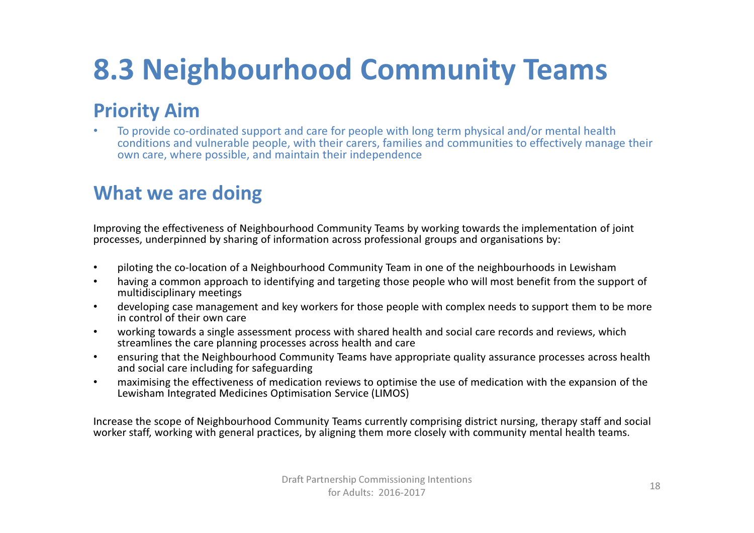# 8.3 Neighbourhood Community Teams

## Priority Aim

- To provide co-ordinated support and care for people with long term physical and/or mental health conditions and vulnerable people, with their carers, families and communities to effectively manage their own care, where possible, and maintain their independence

## What we are doing

Improving the effectiveness of Neighbourhood Community Teams by working towards the implementation of joint processes, underpinned by sharing of information across professional groups and organisations by:

- piloting the co-location of a Neighbourhood Community Team in one of the neighbourhoods in Lewisham
- having a common approach to identifying and targeting those people who will most benefit from the support of multidisciplinary meetings
- developing case management and key workers for those people with complex needs to support them to be more in control of their own care
- working towards a single assessment process with shared health and social care records and reviews, which streamlines the care planning processes across health and care
- ensuring that the Neighbourhood Community Teams have appropriate quality assurance processes across health and social care including for safeguarding
- maximising the effectiveness of medication reviews to optimise the use of medication with the expansion of the Lewisham Integrated Medicines Optimisation Service (LIMOS)

Increase the scope of Neighbourhood Community Teams currently comprising district nursing, therapy staff and social worker staff, working with general practices, by aligning them more closely with community mental health teams.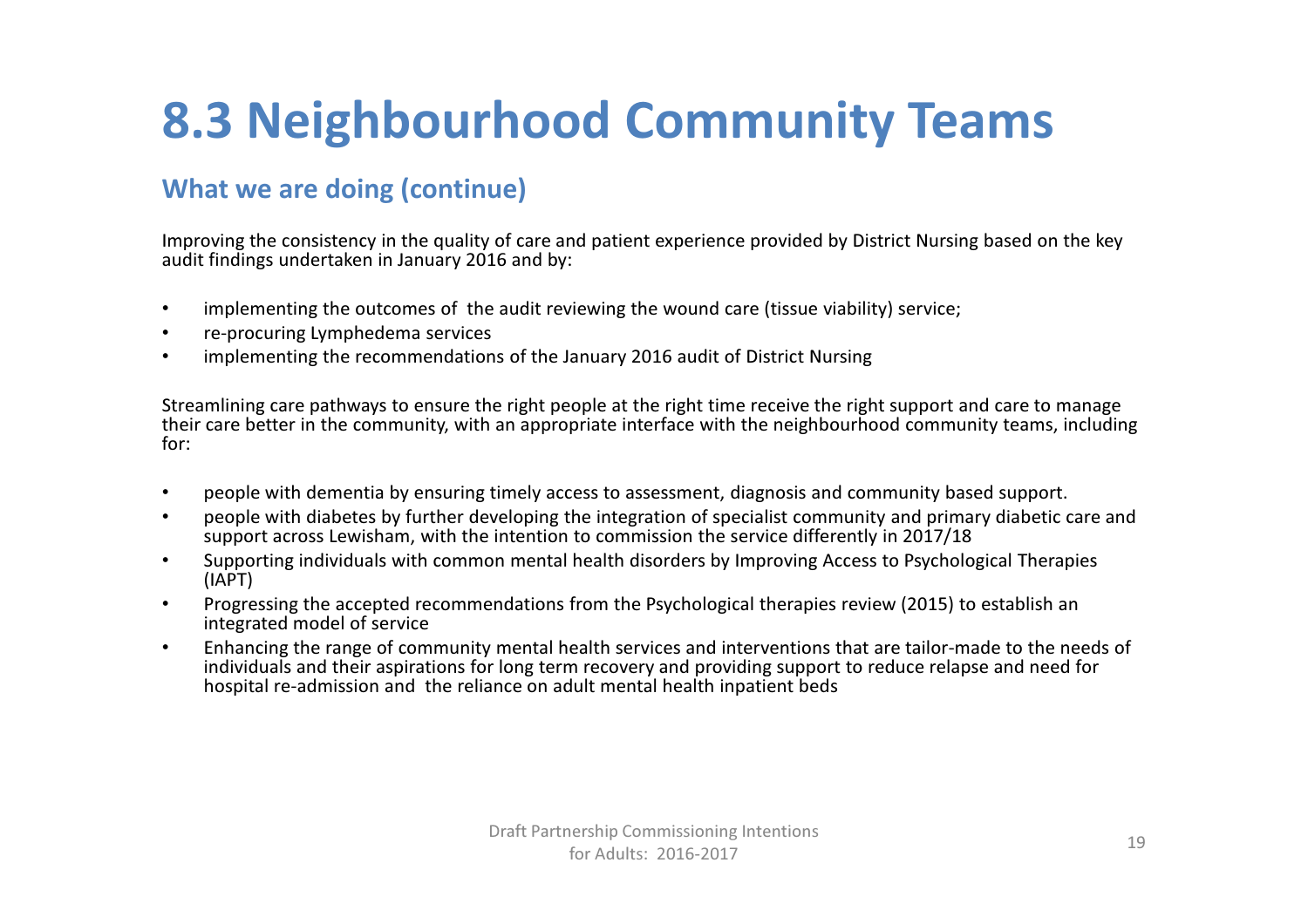# 8.3 Neighbourhood Community Teams

## What we are doing (continue)

Improving the consistency in the quality of care and patient experience provided by District Nursing based on the key audit findings undertaken in January 2016 and by:

- implementing the outcomes of the audit reviewing the wound care (tissue viability) service;
- re-procuring Lymphedema services
- implementing the recommendations of the January 2016 audit of District Nursing

Streamlining care pathways to ensure the right people at the right time receive the right support and care to manage their care better in the community, with an appropriate interface with the neighbourhood community teams, including for:

- people with dementia by ensuring timely access to assessment, diagnosis and community based support.
- people with diabetes by further developing the integration of specialist community and primary diabetic care and support across Lewisham, with the intention to commission the service differently in 2017/18
- Supporting individuals with common mental health disorders by Improving Access to Psychological Therapies (IAPT)
- Progressing the accepted recommendations from the Psychological therapies review (2015) to establish an integrated model of service
- Enhancing the range of community mental health services and interventions that are tailor-made to the needs of individuals and their aspirations for long term recovery and providing support to reduce relapse and need for hospital re-admission and the reliance on adult mental health inpatient beds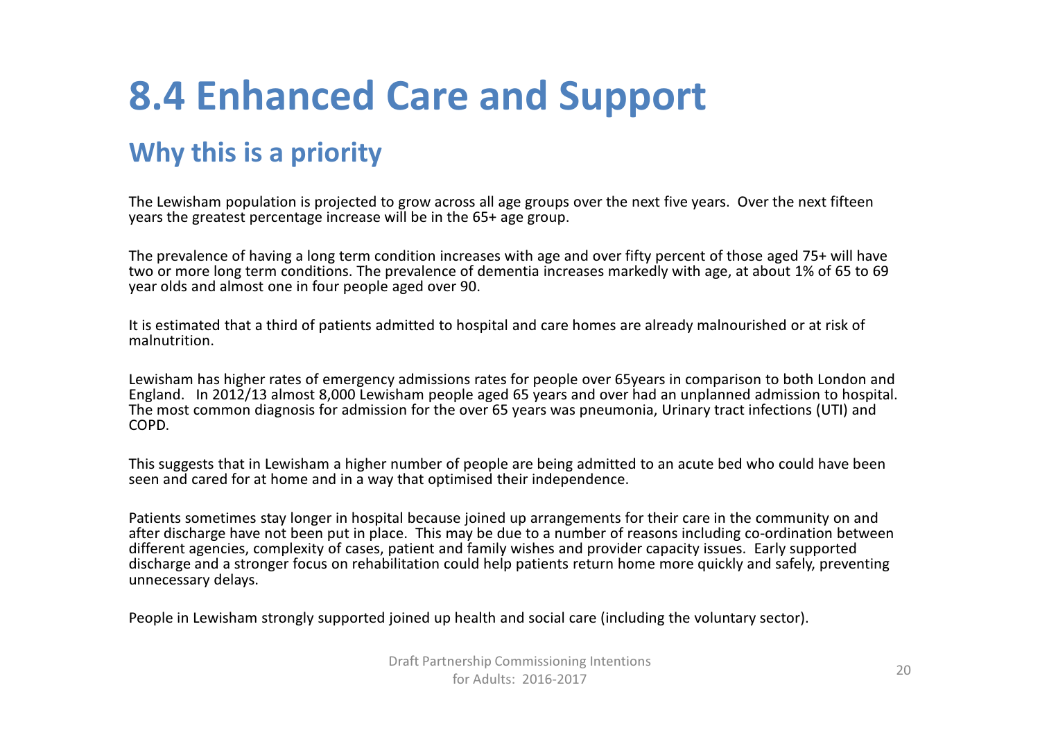# 8.4 Enhanced Care and Support

## Why this is a priority

The Lewisham population is projected to grow across all age groups over the next five years. Over the next fifteen years the greatest percentage increase will be in the 65+ age group.

The prevalence of having a long term condition increases with age and over fifty percent of those aged 75+ will have two or more long term conditions. The prevalence of dementia increases markedly with age, at about 1% of 65 to 69 year olds and almost one in four people aged over 90.

It is estimated that a third of patients admitted to hospital and care homes are already malnourished or at risk of malnutrition.

Lewisham has higher rates of emergency admissions rates for people over 65years in comparison to both London and England. In 2012/13 almost 8,000 Lewisham people aged 65 years and over had an unplanned admission to hospital. The most common diagnosis for admission for the over 65 years was pneumonia, Urinary tract infections (UTI) and COPD.

This suggests that in Lewisham a higher number of people are being admitted to an acute bed who could have been seen and cared for at home and in a way that optimised their independence.

Patients sometimes stay longer in hospital because joined up arrangements for their care in the community on and after discharge have not been put in place. This may be due to a number of reasons including co-ordination between different agencies, complexity of cases, patient and family wishes and provider capacity issues. Early supported discharge and a stronger focus on rehabilitation could help patients return home more quickly and safely, preventing unnecessary delays.

People in Lewisham strongly supported joined up health and social care (including the voluntary sector).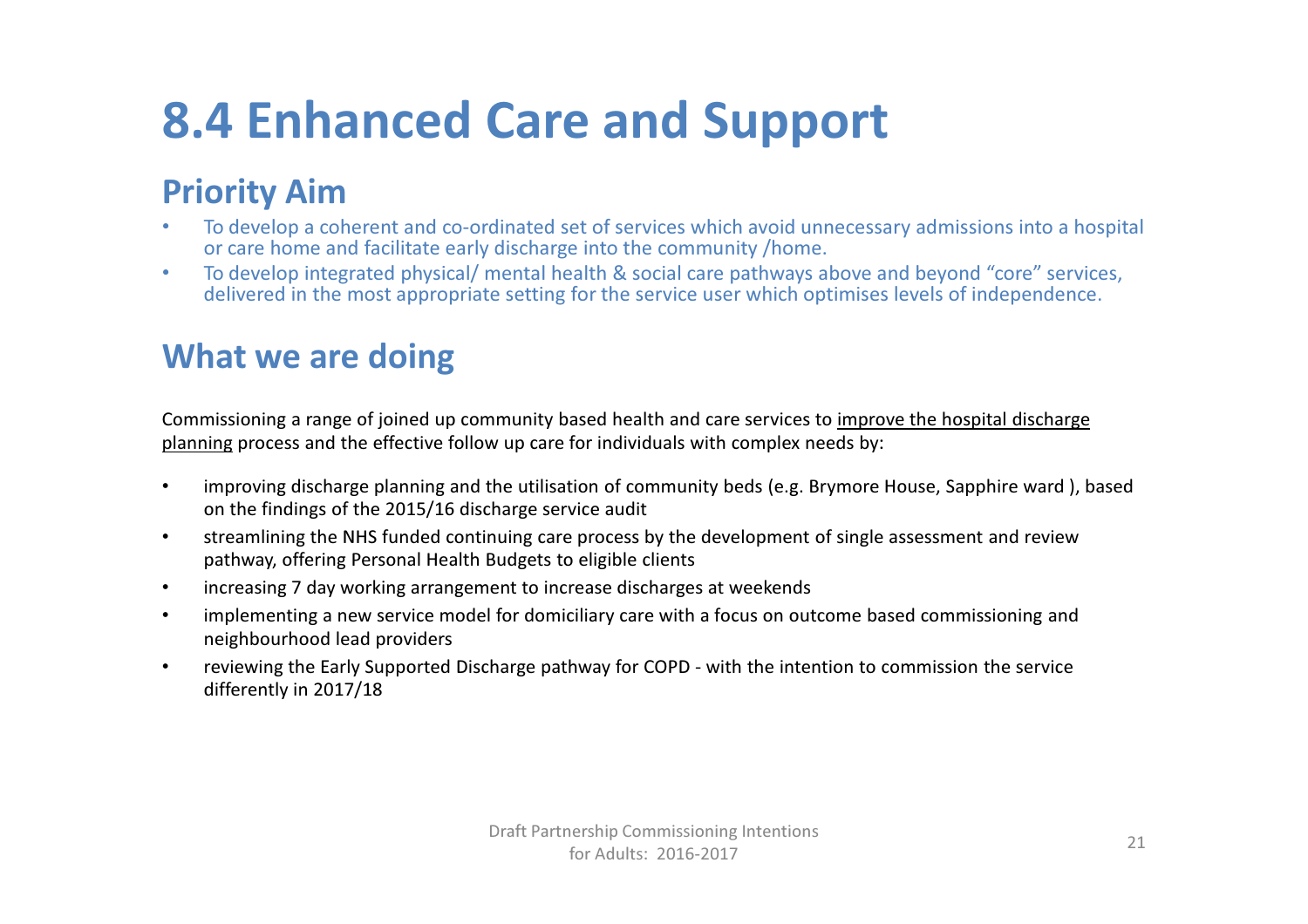# 8.4 Enhanced Care and Support

## Priority Aim

- To develop a coherent and co-ordinated set of services which avoid unnecessary admissions into a hospital or care home and facilitate early discharge into the community /home.
- To develop integrated physical/ mental health & social care pathways above and beyond "core" services, delivered in the most appropriate setting for the service user which optimises levels of independence.

## What we are doing

Commissioning a range of joined up community based health and care services to <u>improve the hospital discharge planning</u> process and the effective follow up care for individuals with complex needs by:

- improving discharge planning and the utilisation of community beds (e.g. Brymore House, Sapphire ward ), based on the findings of the 2015/16 discharge service audit
- streamlining the NHS funded continuing care process by the development of single assessment and review pathway, offering Personal Health Budgets to eligible clients
- increasing 7 day working arrangement to increase discharges at weekends
- implementing a new service model for domiciliary care with a focus on outcome based commissioning and neighbourhood lead providers
- reviewing the Early Supported Discharge pathway for COPD - with the intention to commission the service differently in 2017/18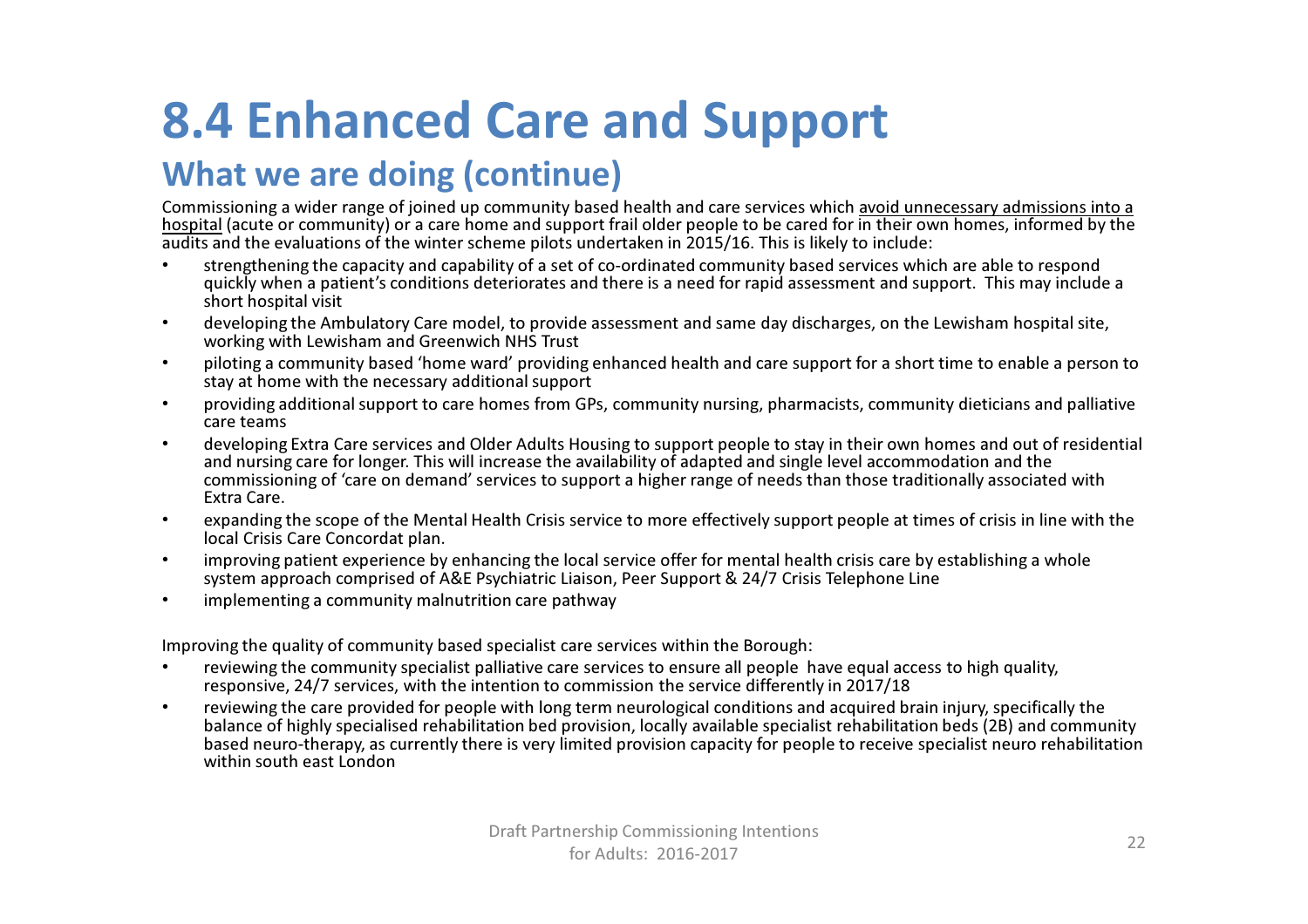# 8.4 Enhanced Care and Support

## What we are doing (continue)

Commissioning a wider range of joined up community based health and care services which avoid unnecessary admissions into a hospital (acute or community) or a care home and support frail older people to be cared for in their own homes, informed by the audits and the evaluations of the winter scheme pilots undertaken in 2015/16. This is likely to include:

- strengthening the capacity and capability of a set of co-ordinated community based services which are able to respond quickly when a patient's conditions deteriorates and there is a need for rapid assessment and support. This may include a short hospital visit
- developing the Ambulatory Care model, to provide assessment and same day discharges, on the Lewisham hospital site, working with Lewisham and Greenwich NHS Trust
- piloting a community based 'home ward' providing enhanced health and care support for a short time to enable a person to stay at home with the necessary additional support
- providing additional support to care homes from GPs, community nursing, pharmacists, community dieticians and palliative care teams
- developing Extra Care services and Older Adults Housing to support people to stay in their own homes and out of residential and nursing care for longer. This will increase the availability of adapted and single level accommodation and the commissioning of 'care on demand' services to support a higher range of needs than those traditionally associated with Extra Care.
- expanding the scope of the Mental Health Crisis service to more effectively support people at times of crisis in line with the local Crisis Care Concordat plan.
- improving patient experience by enhancing the local service offer for mental health crisis care by establishing a whole system approach comprised of A&E Psychiatric Liaison, Peer Support & 24/7 Crisis Telephone Line
- implementing a community malnutrition care pathway

Improving the quality of community based specialist care services within the Borough:

- reviewing the community specialist palliative care services to ensure all people have equal access to high quality, responsive, 24/7 services, with the intention to commission the service differently in 2017/18
- reviewing the care provided for people with long term neurological conditions and acquired brain injury, specifically the balance of highly specialised rehabilitation bed provision, locally available specialist rehabilitation beds (2B) and community based neuro-therapy, as currently there is very limited provision capacity for people to receive specialist neuro rehabilitation within south east London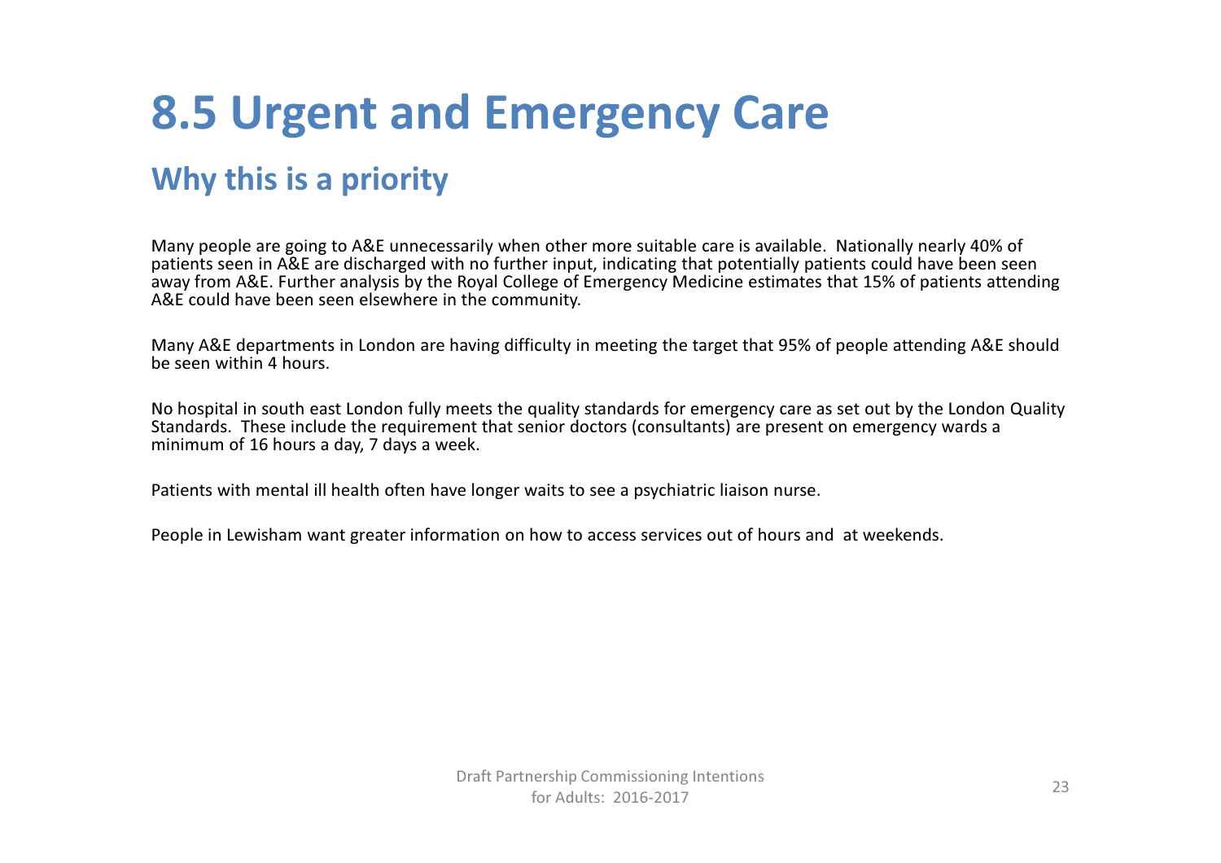# 8.5 Urgent and Emergency Care

## Why this is a priority

Many people are going to A&E unnecessarily when other more suitable care is available. Nationally nearly 40% of patients seen in A&E are discharged with no further input, indicating that potentially patients could have been seen away from A&E. Further analysis by the Royal College of Emergency Medicine estimates that 15% of patients attending A&E could have been seen elsewhere in the community.

Many A&E departments in London are having difficulty in meeting the target that 95% of people attending A&E should be seen within 4 hours.

No hospital in south east London fully meets the quality standards for emergency care as set out by the London Quality Standards. These include the requirement that senior doctors (consultants) are present on emergency wards a minimum of 16 hours a day, 7 days a week.

Patients with mental ill health often have longer waits to see a psychiatric liaison nurse.

People in Lewisham want greater information on how to access services out of hours and at weekends.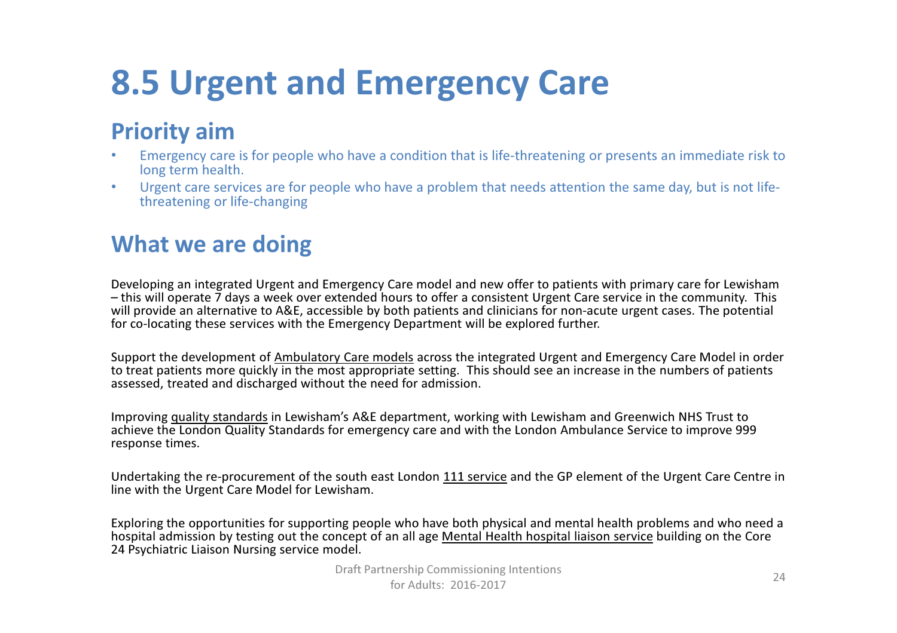# 8.5 Urgent and Emergency Care

## Priority aim

- Emergency care is for people who have a condition that is life-threatening or presents an immediate risk to long term health.
- Urgent care services are for people who have a problem that needs attention the same day, but is not life-threatening or life-changing

## What we are doing

Developing an integrated Urgent and Emergency Care model and new offer to patients with primary care for Lewisham – this will operate 7 days a week over extended hours to offer a consistent Urgent Care service in the community. This will provide an alternative to A&E, accessible by both patients and clinicians for non-acute urgent cases. The potential for co-locating these services with the Emergency Department will be explored further.

Support the development of Ambulatory Care models across the integrated Urgent and Emergency Care Model in order to treat patients more quickly in the most appropriate setting. This should see an increase in the numbers of patients assessed, treated and discharged without the need for admission.

Improving quality standards in Lewisham's A&E department, working with Lewisham and Greenwich NHS Trust to achieve the London Quality Standards for emergency care and with the London Ambulance Service to improve 999 response times.

Undertaking the re-procurement of the south east London 111 service and the GP element of the Urgent Care Centre in line with the Urgent Care Model for Lewisham.

Exploring the opportunities for supporting people who have both physical and mental health problems and who need a hospital admission by testing out the concept of an all age Mental Health hospital liaison service building on the Core 24 Psychiatric Liaison Nursing service model.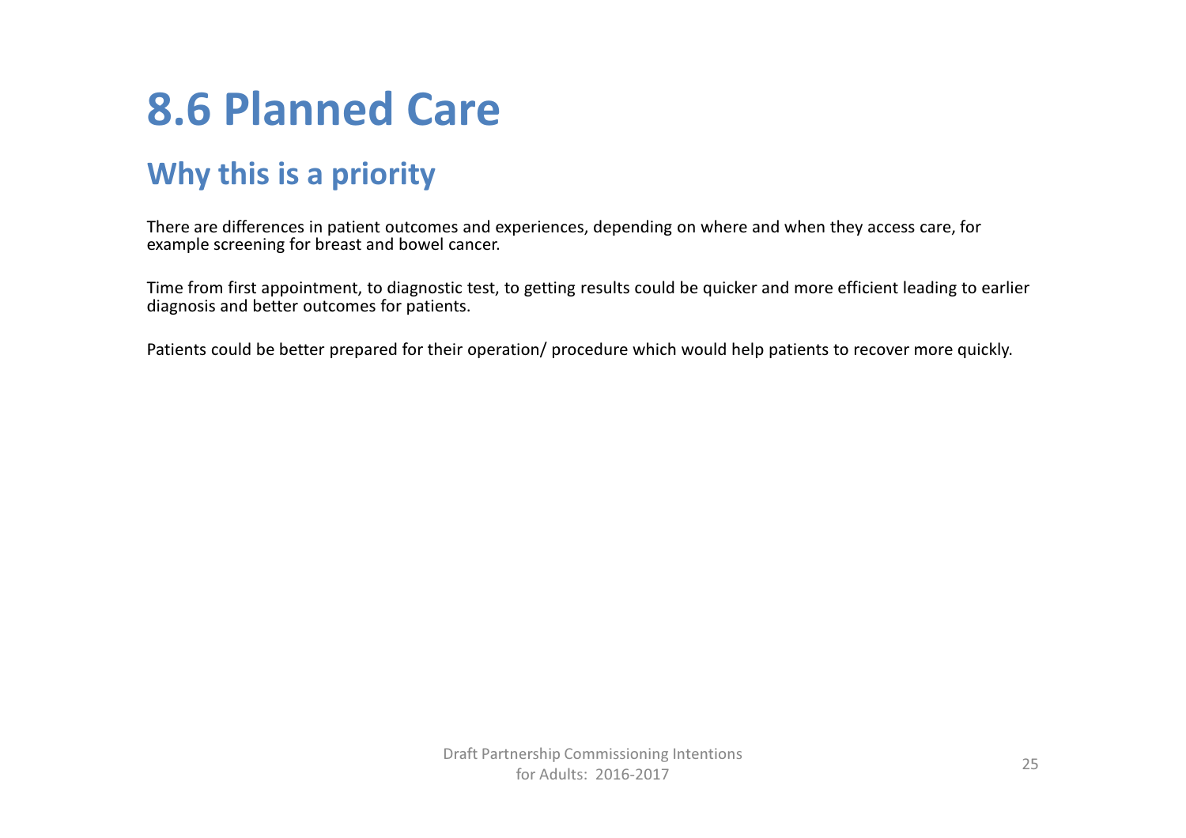# 8.6 Planned Care

## Why this is a priority

There are differences in patient outcomes and experiences, depending on where and when they access care, for example screening for breast and bowel cancer.

Time from first appointment, to diagnostic test, to getting results could be quicker and more efficient leading to earlier diagnosis and better outcomes for patients.

Patients could be better prepared for their operation/ procedure which would help patients to recover more quickly.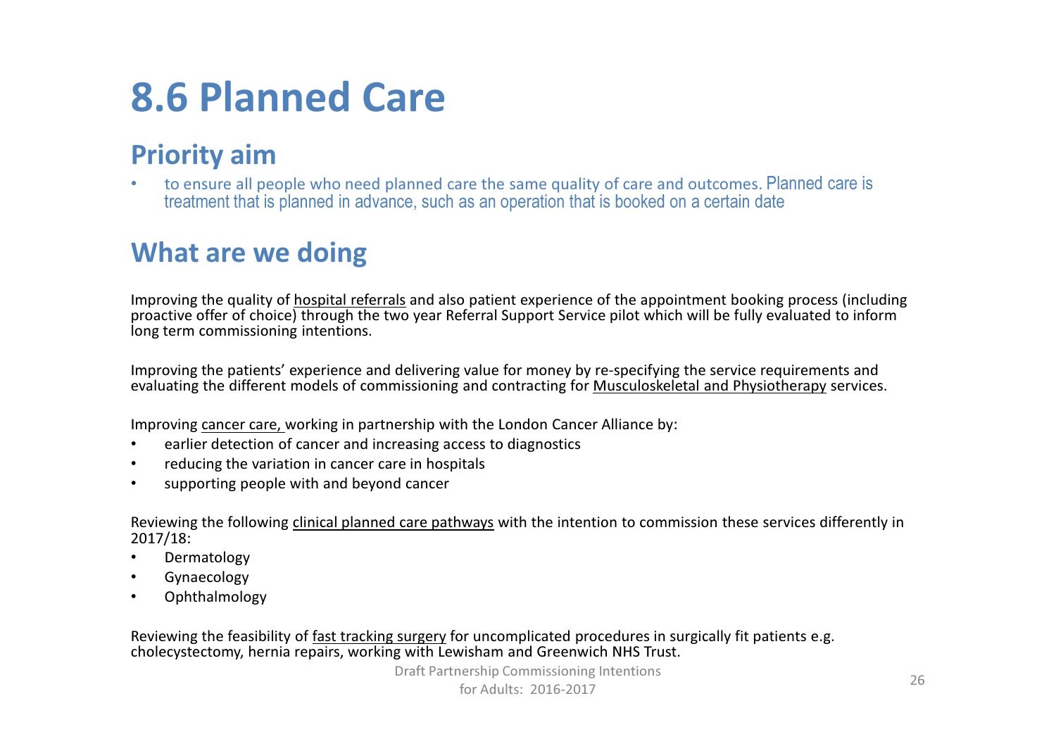# 8.6 Planned Care

## Priority aim

- to ensure all people who need planned care the same quality of care and outcomes. Planned care is treatment that is planned in advance, such as an operation that is booked on a certain date

## What are we doing

Improving the quality of hospital referrals and also patient experience of the appointment booking process (including proactive offer of choice) through the two year Referral Support Service pilot which will be fully evaluated to inform long term commissioning intentions.

Improving the patients' experience and delivering value for money by re-specifying the service requirements and evaluating the different models of commissioning and contracting for Musculoskeletal and Physiotherapy services.

Improving cancer care, working in partnership with the London Cancer Alliance by:

- earlier detection of cancer and increasing access to diagnostics
- reducing the variation in cancer care in hospitals
- supporting people with and beyond cancer

Reviewing the following clinical planned care pathways with the intention to commission these services differently in 2017/18:

- Dermatology
- Gynaecology
- Ophthalmology

Reviewing the feasibility of fast tracking surgery for uncomplicated procedures in surgically fit patients e.g. cholecystectomy, hernia repairs, working with Lewisham and Greenwich NHS Trust.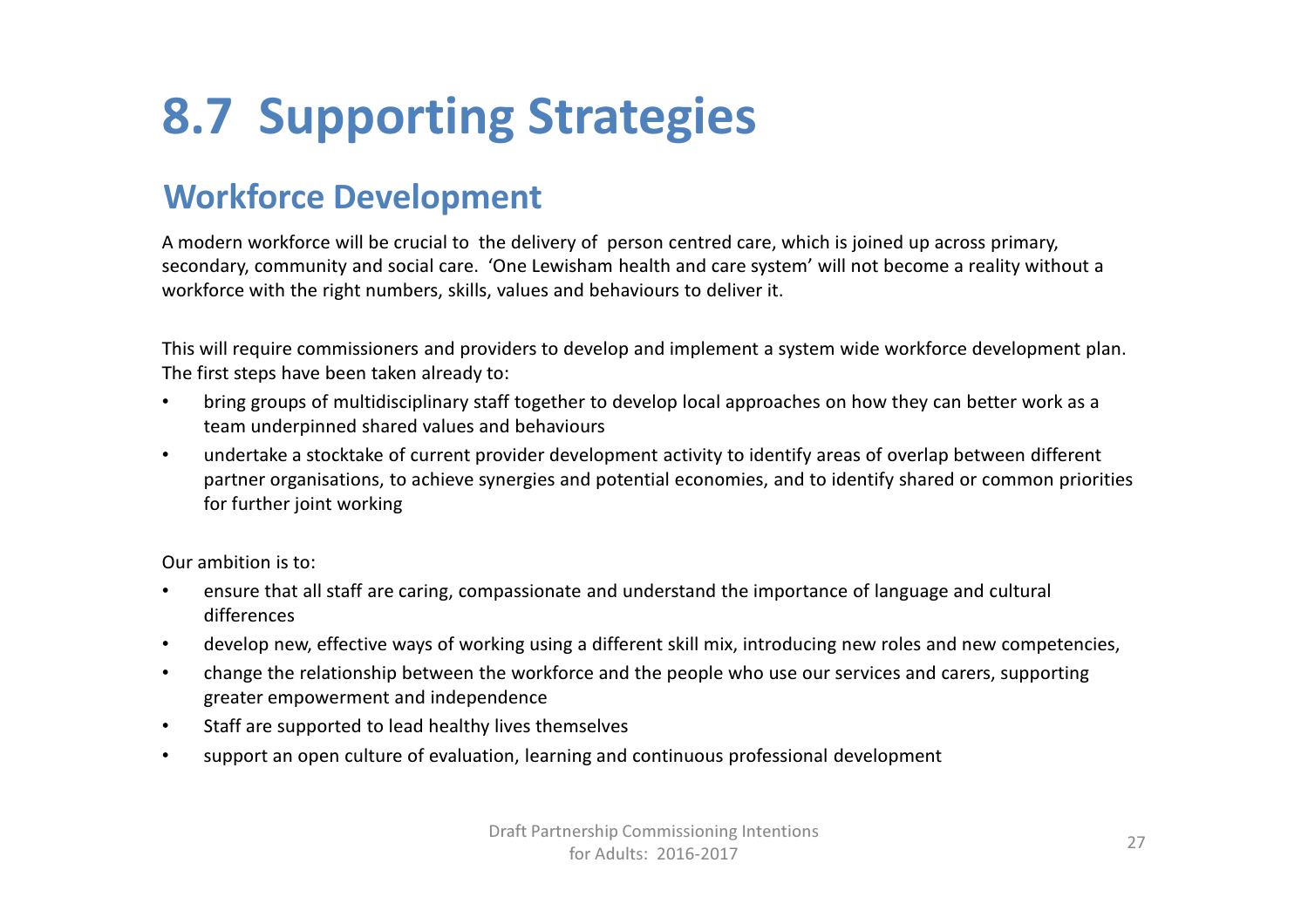# 8.7 Supporting Strategies

## Workforce Development

A modern workforce will be crucial to the delivery of person centred care, which is joined up across primary, secondary, community and social care. 'One Lewisham health and care system' will not become a reality without a workforce with the right numbers, skills, values and behaviours to deliver it.

This will require commissioners and providers to develop and implement a system wide workforce development plan. The first steps have been taken already to:

- bring groups of multidisciplinary staff together to develop local approaches on how they can better work as a team underpinned shared values and behaviours
- undertake a stocktake of current provider development activity to identify areas of overlap between different partner organisations, to achieve synergies and potential economies, and to identify shared or common priorities for further joint working

Our ambition is to:

- ensure that all staff are caring, compassionate and understand the importance of language and cultural differences
- develop new, effective ways of working using a different skill mix, introducing new roles and new competencies,
- change the relationship between the workforce and the people who use our services and carers, supporting greater empowerment and independence
- Staff are supported to lead healthy lives themselves
- support an open culture of evaluation, learning and continuous professional development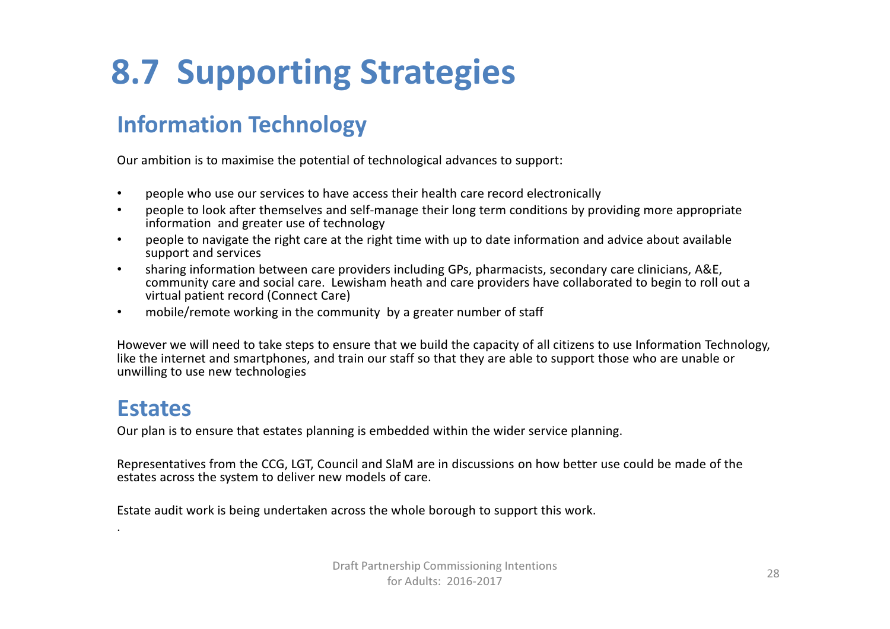# 8.7 Supporting Strategies

## Information Technology

Our ambition is to maximise the potential of technological advances to support:

- people who use our services to have access their health care record electronically
- people to look after themselves and self-manage their long term conditions by providing more appropriate information and greater use of technology
- people to navigate the right care at the right time with up to date information and advice about available support and services
- sharing information between care providers including GPs, pharmacists, secondary care clinicians, A&E, community care and social care. Lewisham heath and care providers have collaborated to begin to roll out a virtual patient record (Connect Care)
- mobile/remote working in the community by a greater number of staff

However we will need to take steps to ensure that we build the capacity of all citizens to use Information Technology, like the internet and smartphones, and train our staff so that they are able to support those who are unable or unwilling to use new technologies

## Estates

Our plan is to ensure that estates planning is embedded within the wider service planning.

Representatives from the CCG, LGT, Council and SlaM are in discussions on how better use could be made of the estates across the system to deliver new models of care.

Estate audit work is being undertaken across the whole borough to support this work.

.